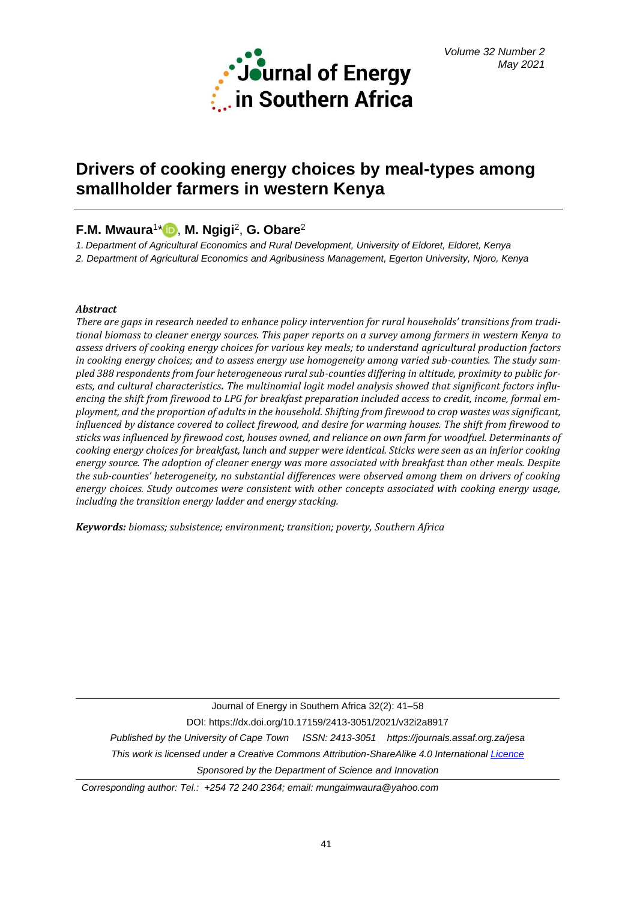# Drivers of cooking energy choices by meal-types among smallholder farmers in western Kenya

**F.M. Mwaura**[1*], **M. Ngigi**[2], **G. Obare**[2]

*1. Department of Agricultural Economics and Rural Development, University of Eldoret, Eldoret, Kenya*

*2. Department of Agricultural Economics and Agribusiness Management, Egerton University, Njoro, Kenya*

***Abstract***

*There are gaps in research needed to enhance policy intervention for rural households' transitions from traditional biomass to cleaner energy sources. This paper reports on a survey among farmers in western Kenya to assess drivers of cooking energy choices for various key meals; to understand agricultural production factors in cooking energy choices; and to assess energy use homogeneity among varied sub-counties. The study sampled 388 respondents from four heterogeneous rural sub-counties differing in altitude, proximity to public forests, and cultural characteristics. The multinomial logit model analysis showed that significant factors influencing the shift from firewood to LPG for breakfast preparation included access to credit, income, formal employment, and the proportion of adults in the household. Shifting from firewood to crop wastes was significant, influenced by distance covered to collect firewood, and desire for warming houses. The shift from firewood to sticks was influenced by firewood cost, houses owned, and reliance on own farm for woodfuel. Determinants of cooking energy choices for breakfast, lunch and supper were identical. Sticks were seen as an inferior cooking energy source. The adoption of cleaner energy was more associated with breakfast than other meals. Despite the sub-counties' heterogeneity, no substantial differences were observed among them on drivers of cooking energy choices. Study outcomes were consistent with other concepts associated with cooking energy usage, including the transition energy ladder and energy stacking.*

***Keywords:*** *biomass; subsistence; environment; transition; poverty, Southern Africa*

Journal of Energy in Southern Africa 32(2): 41–58

DOI: https://dx.doi.org/10.17159/2413-3051/2021/v32i2a8917

*Published by the University of Cape Town ISSN: 2413-3051 https://journals.assaf.org.za/jesa*

*This work is licensed under a Creative Commons Attribution-ShareAlike 4.0 International Licence*

*Sponsored by the Department of Science and Innovation*

*Corresponding author: Tel.: +254 72 240 2364; email: mungaimwaura@yahoo.com*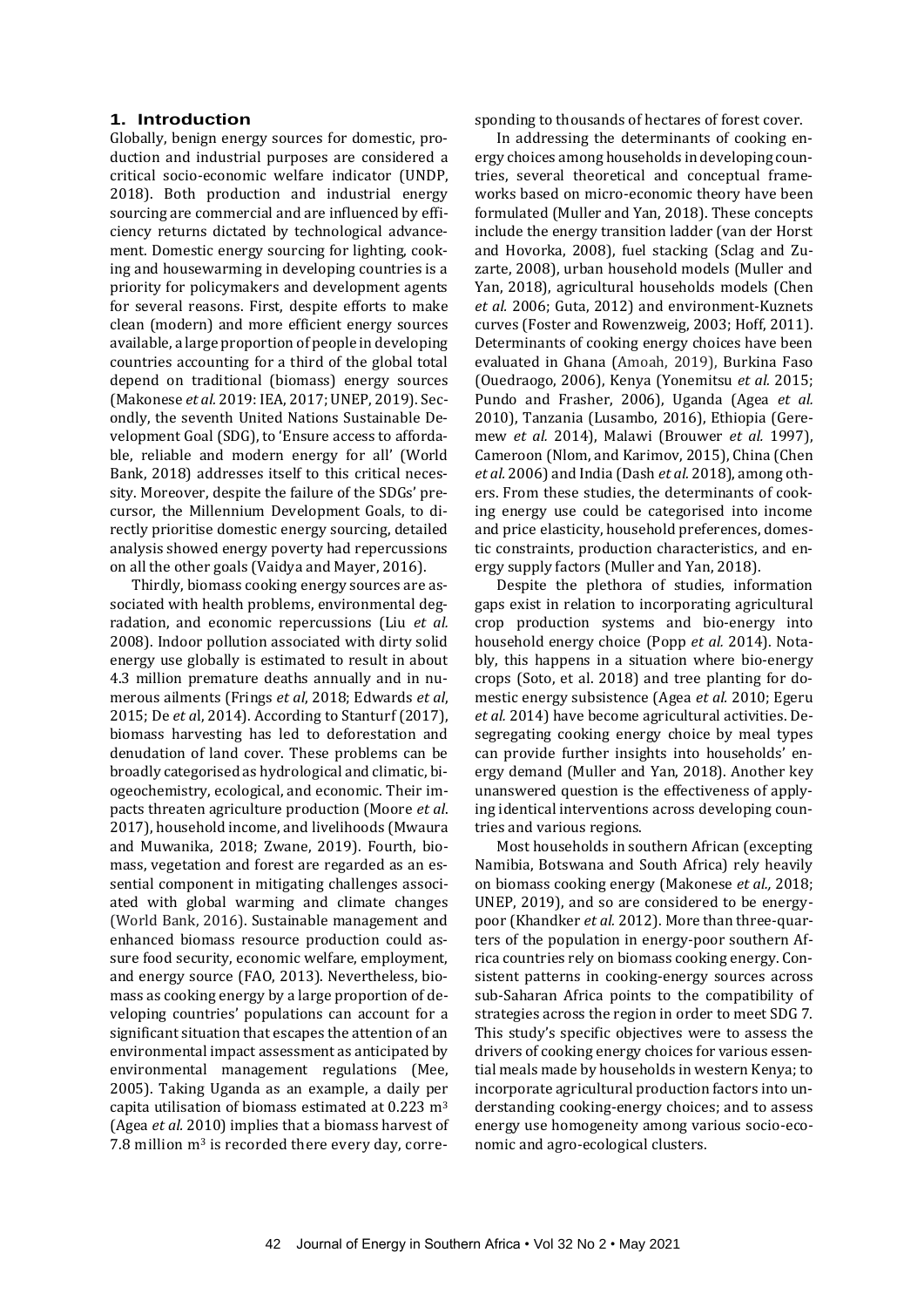## 1. Introduction

Globally, benign energy sources for domestic, production and industrial purposes are considered a critical socio-economic welfare indicator (UNDP, 2018). Both production and industrial energy sourcing are commercial and are influenced by efficiency returns dictated by technological advancement. Domestic energy sourcing for lighting, cooking and housewarming in developing countries is a priority for policymakers and development agents for several reasons. First, despite efforts to make clean (modern) and more efficient energy sources available, a large proportion of people in developing countries accounting for a third of the global total depend on traditional (biomass) energy sources (Makonese *et al.* 2019: IEA, 2017; UNEP, 2019). Secondly, the seventh United Nations Sustainable Development Goal (SDG), to 'Ensure access to affordable, reliable and modern energy for all' (World Bank, 2018) addresses itself to this critical necessity. Moreover, despite the failure of the SDGs' precursor, the Millennium Development Goals, to directly prioritise domestic energy sourcing, detailed analysis showed energy poverty had repercussions on all the other goals (Vaidya and Mayer, 2016).

Thirdly, biomass cooking energy sources are associated with health problems, environmental degradation, and economic repercussions (Liu *et al.* 2008). Indoor pollution associated with dirty solid energy use globally is estimated to result in about 4.3 million premature deaths annually and in numerous ailments (Frings *et al*, 2018; Edwards *et al*, 2015; De *et a*l, 2014). According to Stanturf (2017), biomass harvesting has led to deforestation and denudation of land cover. These problems can be broadly categorised as hydrological and climatic, biogeochemistry, ecological, and economic. Their impacts threaten agriculture production (Moore *et al*. 2017), household income, and livelihoods (Mwaura and Muwanika, 2018; Zwane, 2019). Fourth, biomass, vegetation and forest are regarded as an essential component in mitigating challenges associated with global warming and climate changes (World Bank, 2016). Sustainable management and enhanced biomass resource production could assure food security, economic welfare, employment, and energy source (FAO, 2013). Nevertheless, biomass as cooking energy by a large proportion of developing countries' populations can account for a significant situation that escapes the attention of an environmental impact assessment as anticipated by environmental management regulations (Mee, 2005). Taking Uganda as an example, a daily per capita utilisation of biomass estimated at 0.223 $m^3$ (Agea *et al.* 2010) implies that a biomass harvest of 7.8 million $m^3$ is recorded there every day, corresponding to thousands of hectares of forest cover.

In addressing the determinants of cooking energy choices among households in developing countries, several theoretical and conceptual frameworks based on micro-economic theory have been formulated (Muller and Yan, 2018). These concepts include the energy transition ladder (van der Horst and Hovorka, 2008), fuel stacking (Sclag and Zuzarte, 2008), urban household models (Muller and Yan, 2018), agricultural households models (Chen *et al.* 2006; Guta, 2012) and environment-Kuznets curves (Foster and Rowenzweig, 2003; Hoff, 2011). Determinants of cooking energy choices have been evaluated in Ghana (Amoah, 2019), Burkina Faso (Ouedraogo, 2006), Kenya (Yonemitsu *et al.* 2015; Pundo and Frasher, 2006), Uganda (Agea *et al.* 2010), Tanzania (Lusambo, 2016), Ethiopia (Geremew *et al.* 2014), Malawi (Brouwer *et al.* 1997), Cameroon (Nlom, and Karimov, 2015), China (Chen *et al.* 2006) and India (Dash *et al.* 2018), among others. From these studies, the determinants of cooking energy use could be categorised into income and price elasticity, household preferences, domestic constraints, production characteristics, and energy supply factors (Muller and Yan, 2018).

Despite the plethora of studies, information gaps exist in relation to incorporating agricultural crop production systems and bio-energy into household energy choice (Popp *et al.* 2014). Notably, this happens in a situation where bio-energy crops (Soto, et al. 2018) and tree planting for domestic energy subsistence (Agea *et al.* 2010; Egeru *et al.* 2014) have become agricultural activities. Desegregating cooking energy choice by meal types can provide further insights into households' energy demand (Muller and Yan, 2018). Another key unanswered question is the effectiveness of applying identical interventions across developing countries and various regions.

Most households in southern African (excepting Namibia, Botswana and South Africa) rely heavily on biomass cooking energy (Makonese *et al.,* 2018; UNEP, 2019), and so are considered to be energy-poor (Khandker *et al.* 2012). More than three-quarters of the population in energy-poor southern Africa countries rely on biomass cooking energy. Consistent patterns in cooking-energy sources across sub-Saharan Africa points to the compatibility of strategies across the region in order to meet SDG 7. This study's specific objectives were to assess the drivers of cooking energy choices for various essential meals made by households in western Kenya; to incorporate agricultural production factors into understanding cooking-energy choices; and to assess energy use homogeneity among various socio-economic and agro-ecological clusters.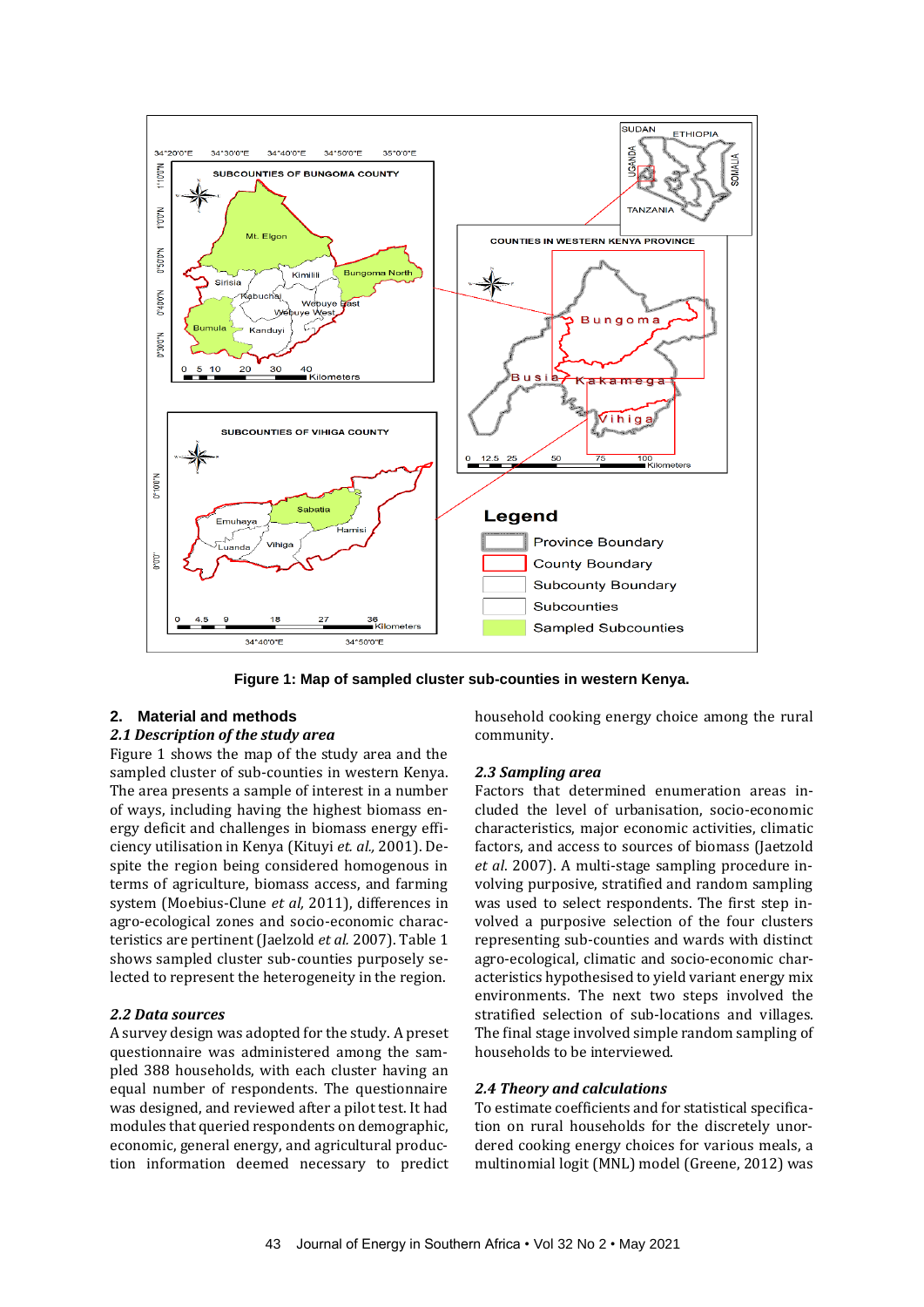**Figure 1: Map of sampled cluster sub-counties in western Kenya.**

## 2. Material and methods

### *2.1 Description of the study area*

Figure 1 shows the map of the study area and the sampled cluster of sub-counties in western Kenya. The area presents a sample of interest in a number of ways, including having the highest biomass energy deficit and challenges in biomass energy efficiency utilisation in Kenya (Kituyi *et. al.,* 2001). Despite the region being considered homogenous in terms of agriculture, biomass access, and farming system (Moebius-Clune *et al,* 2011), differences in agro-ecological zones and socio-economic characteristics are pertinent (Jaelzold *et al.* 2007). Table 1 shows sampled cluster sub-counties purposely selected to represent the heterogeneity in the region.

### *2.2 Data sources*

A survey design was adopted for the study. A preset questionnaire was administered among the sampled 388 households, with each cluster having an equal number of respondents. The questionnaire was designed, and reviewed after a pilot test. It had modules that queried respondents on demographic, economic, general energy, and agricultural production information deemed necessary to predict household cooking energy choice among the rural community.

### *2.3 Sampling area*

Factors that determined enumeration areas included the level of urbanisation, socio-economic characteristics, major economic activities, climatic factors, and access to sources of biomass (Jaetzold *et al*. 2007). A multi-stage sampling procedure involving purposive, stratified and random sampling was used to select respondents. The first step involved a purposive selection of the four clusters representing sub-counties and wards with distinct agro-ecological, climatic and socio-economic characteristics hypothesised to yield variant energy mix environments. The next two steps involved the stratified selection of sub-locations and villages. The final stage involved simple random sampling of households to be interviewed.

### *2.4 Theory and calculations*

To estimate coefficients and for statistical specification on rural households for the discretely unordered cooking energy choices for various meals, a multinomial logit (MNL) model (Greene, 2012) was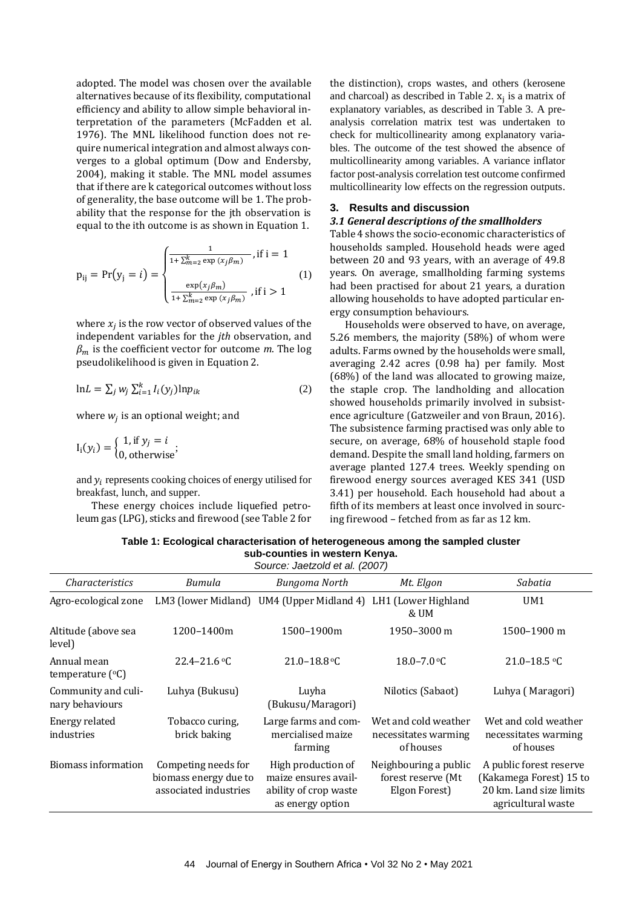adopted. The model was chosen over the available alternatives because of its flexibility, computational efficiency and ability to allow simple behavioral interpretation of the parameters (McFadden et al. 1976). The MNL likelihood function does not require numerical integration and almost always converges to a global optimum (Dow and Endersby, 2004), making it stable. The MNL model assumes that if there are k categorical outcomes without loss of generality, the base outcome will be 1. The probability that the response for the jth observation is equal to the ith outcome is as shown in Equation 1.

$$p_{ij} = \Pr(y_j = i) = \begin{cases} \frac{1}{1+\sum_{m=2}^{k} \exp(x_j\beta_m)}, \text{if } i = 1 \\ \frac{\exp(x_j\beta_m)}{1+\sum_{m=2}^{k} \exp(x_j\beta_m)}, \text{if } i > 1 \end{cases} \quad (1)$$

where $x_j$ is the row vector of observed values of the independent variables for the *jth* observation, and $\beta_m$ is the coefficient vector for outcome *m*. The log pseudolikelihood is given in Equation 2.

$$\ln L = \sum_j w_j \sum_{i=1}^{k} I_i(y_j) \ln p_{ik} \quad (2)$$

where $w_j$ is an optional weight; and

$$I_i(y_i) = \begin{cases} 1, \text{if } y_j = i \\ 0, \text{otherwise} \end{cases};$$

and $y_i$ represents cooking choices of energy utilised for breakfast, lunch, and supper.

These energy choices include liquefied petroleum gas (LPG), sticks and firewood (see Table 2 for the distinction), crops wastes, and others (kerosene and charcoal) as described in Table 2. $x_j$ is a matrix of explanatory variables, as described in Table 3. A pre-analysis correlation matrix test was undertaken to check for multicollinearity among explanatory variables. The outcome of the test showed the absence of multicollinearity among variables. A variance inflator factor post-analysis correlation test outcome confirmed multicollinearity low effects on the regression outputs.

## 3. Results and discussion

### *3.1 General descriptions of the smallholders*

Table 4 shows the socio-economic characteristics of households sampled. Household heads were aged between 20 and 93 years, with an average of 49.8 years. On average, smallholding farming systems had been practised for about 21 years, a duration allowing households to have adopted particular energy consumption behaviours.

Households were observed to have, on average, 5.26 members, the majority (58%) of whom were adults. Farms owned by the households were small, averaging 2.42 acres (0.98 ha) per family. Most (68%) of the land was allocated to growing maize, the staple crop. The landholding and allocation showed households primarily involved in subsistence agriculture (Gatzweiler and von Braun, 2016). The subsistence farming practised was only able to secure, on average, 68% of household staple food demand. Despite the small land holding, farmers on average planted 127.4 trees. Weekly spending on firewood energy sources averaged KES 341 (USD 3.41) per household. Each household had about a fifth of its members at least once involved in sourcing firewood – fetched from as far as 12 km.

**Table 1: Ecological characterisation of heterogeneous among the sampled cluster sub-counties in western Kenya.**

*Source: Jaetzold et al. (2007)*

| *Characteristics* | *Bumula* | *Bungoma North* | *Mt. Elgon* | *Sabatia* |
|---|---|---|---|---|
| Agro-ecological zone | LM3 (lower Midland) | UM4 (Upper Midland 4) | LH1 (Lower Highland & UM | UM1 |
| Altitude (above sea level) | 1200–1400m | 1500–1900m | 1950–3000 m | 1500–1900 m |
| Annual mean temperature (°C) | 22.4–21.6 °C | 21.0–18.8 °C | 18.0–7.0 °C | 21.0–18.5 °C |
| Community and culinary behaviours | Luhya (Bukusu) | Luyha (Bukusu/Maragori) | Nilotics (Sabaot) | Luhya ( Maragori) |
| Energy related industries | Tobacco curing, brick baking | Large farms and commercialised maize farming | Wet and cold weather necessitates warming of houses | Wet and cold weather necessitates warming of houses |
| Biomass information | Competing needs for biomass energy due to associated industries | High production of maize ensures availability of crop waste as energy option | Neighbouring a public forest reserve (Mt Elgon Forest) | A public forest reserve (Kakamega Forest) 15 to 20 km. Land size limits agricultural waste |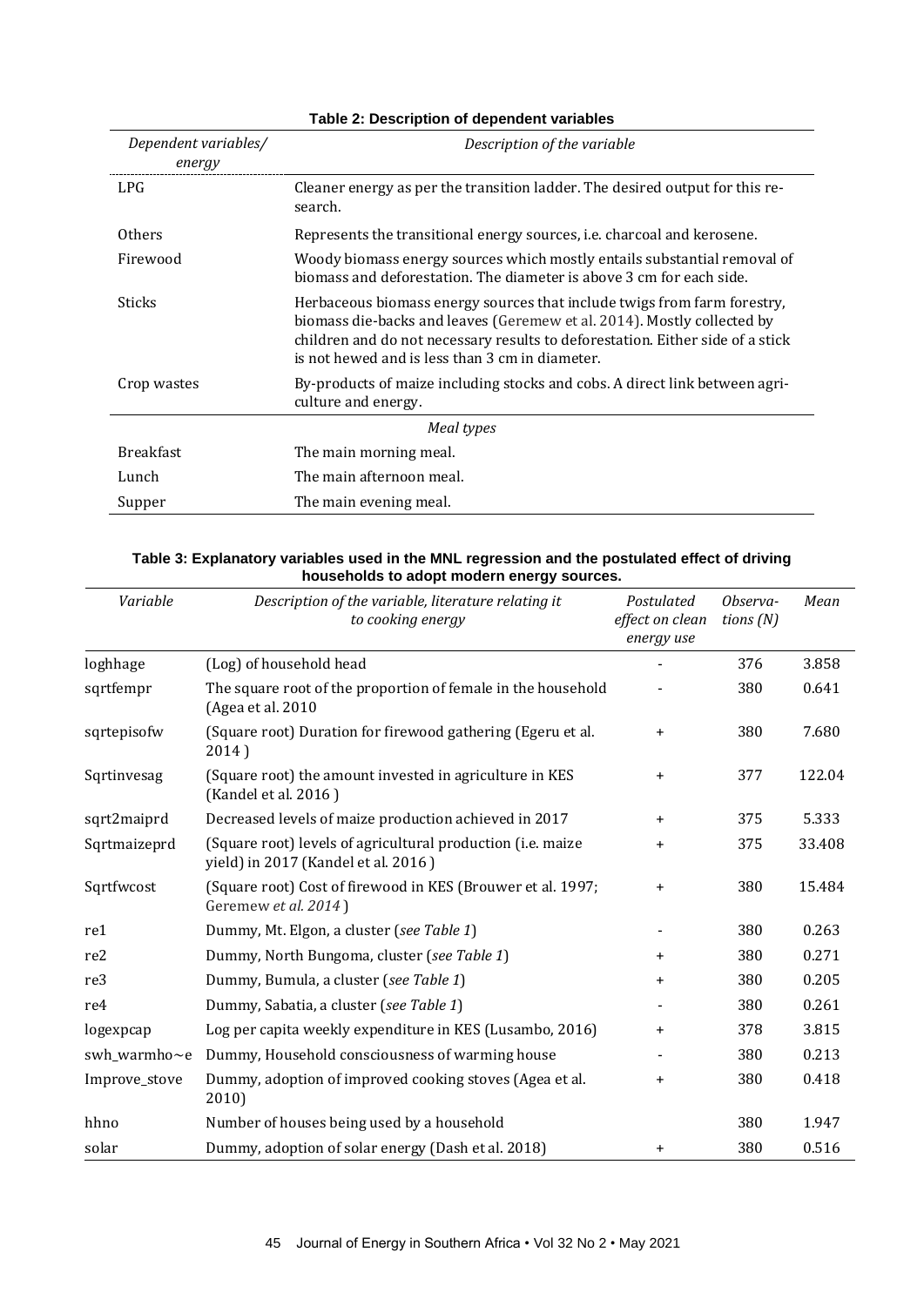**Table 2: Description of dependent variables**

| *Dependent variables/ energy* | *Description of the variable* |
|---|---|
| LPG | Cleaner energy as per the transition ladder. The desired output for this research. |
| Others | Represents the transitional energy sources, i.e. charcoal and kerosene. |
| Firewood | Woody biomass energy sources which mostly entails substantial removal of biomass and deforestation. The diameter is above 3 cm for each side. |
| Sticks | Herbaceous biomass energy sources that include twigs from farm forestry, biomass die-backs and leaves (Geremew et al. 2014). Mostly collected by children and do not necessary results to deforestation. Either side of a stick is not hewed and is less than 3 cm in diameter. |
| Crop wastes | By-products of maize including stocks and cobs. A direct link between agriculture and energy. |
| | *Meal types* |
| Breakfast | The main morning meal. |
| Lunch | The main afternoon meal. |
| Supper | The main evening meal. |

**Table 3: Explanatory variables used in the MNL regression and the postulated effect of driving households to adopt modern energy sources.**

| *Variable* | *Description of the variable, literature relating it to cooking energy* | *Postulated effect on clean energy use* | *Observations (N)* | *Mean* |
|---|---|---|---|---|
| loghhage | (Log) of household head | - | 376 | 3.858 |
| sqrtfempr | The square root of the proportion of female in the household (Agea et al. 2010 | - | 380 | 0.641 |
| sqrtepisofw | (Square root) Duration for firewood gathering (Egeru et al. 2014 ) | + | 380 | 7.680 |
| Sqrtinvesag | (Square root) the amount invested in agriculture in KES (Kandel et al. 2016 ) | + | 377 | 122.04 |
| sqrt2maiprd | Decreased levels of maize production achieved in 2017 | + | 375 | 5.333 |
| Sqrtmaizeprd | (Square root) levels of agricultural production (i.e. maize yield) in 2017 (Kandel et al. 2016 ) | + | 375 | 33.408 |
| Sqrtfwcost | (Square root) Cost of firewood in KES (Brouwer et al. 1997; Geremew *et al. 2014* ) | + | 380 | 15.484 |
| re1 | Dummy, Mt. Elgon, a cluster (*see Table 1*) | - | 380 | 0.263 |
| re2 | Dummy, North Bungoma, cluster (*see Table 1*) | + | 380 | 0.271 |
| re3 | Dummy, Bumula, a cluster (*see Table 1*) | + | 380 | 0.205 |
| re4 | Dummy, Sabatia, a cluster (*see Table 1*) | - | 380 | 0.261 |
| logexpcap | Log per capita weekly expenditure in KES (Lusambo, 2016) | + | 378 | 3.815 |
| swh_warmho~e | Dummy, Household consciousness of warming house | - | 380 | 0.213 |
| Improve_stove | Dummy, adoption of improved cooking stoves (Agea et al. 2010) | + | 380 | 0.418 |
| hhno | Number of houses being used by a household | | 380 | 1.947 |
| solar | Dummy, adoption of solar energy (Dash et al. 2018) | + | 380 | 0.516 |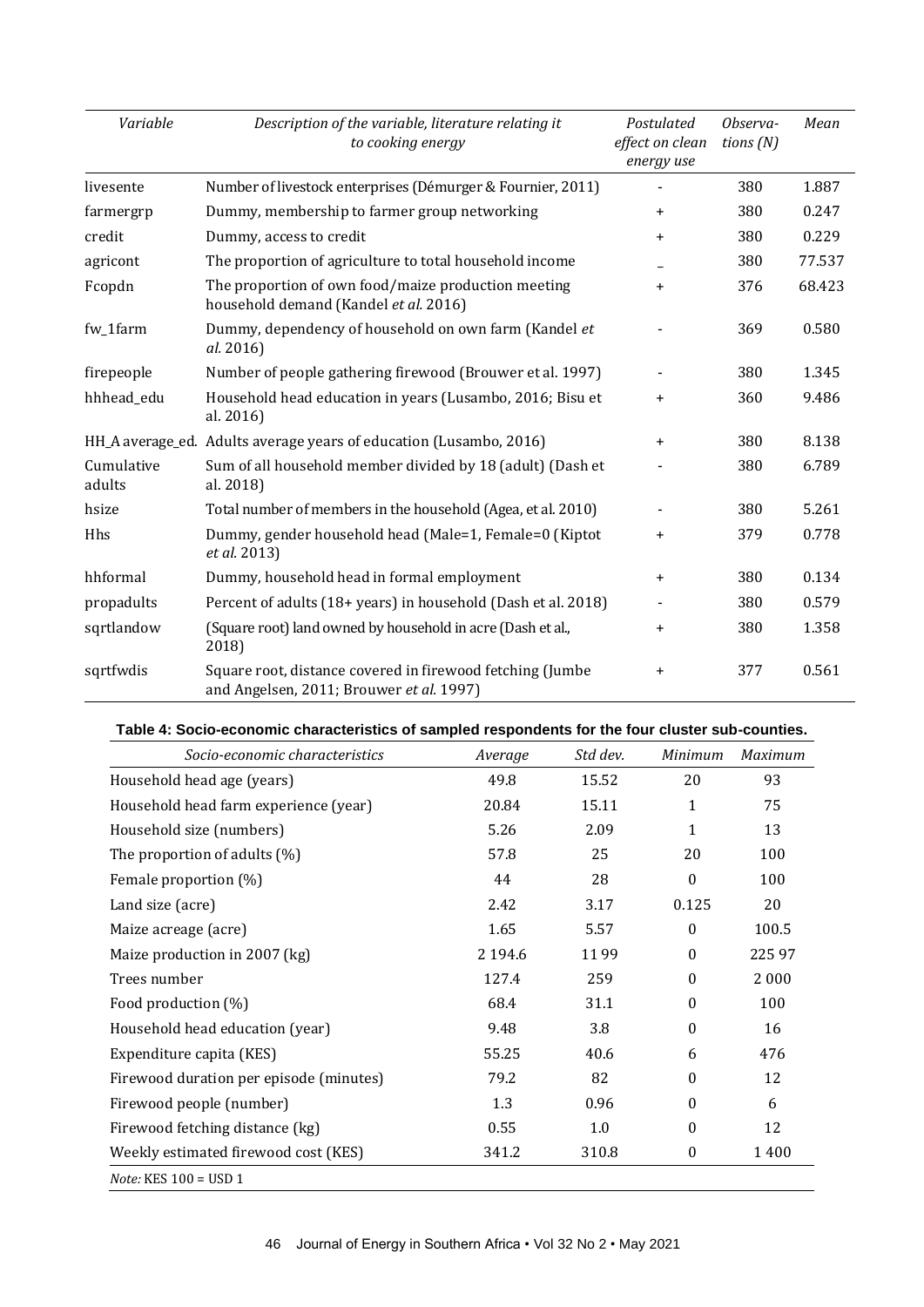| Variable | Description of the variable, literature relating it to cooking energy | Postulated effect on clean energy use | Observations (N) | Mean |
|---|---|---|---|---|
| livesente | Number of livestock enterprises (Démurger & Fournier, 2011) | - | 380 | 1.887 |
| farmergrp | Dummy, membership to farmer group networking | + | 380 | 0.247 |
| credit | Dummy, access to credit | + | 380 | 0.229 |
| agricont | The proportion of agriculture to total household income | _ | 380 | 77.537 |
| Fcopdn | The proportion of own food/maize production meeting household demand (Kandel *et al.* 2016) | + | 376 | 68.423 |
| fw_1farm | Dummy, dependency of household on own farm (Kandel *et al.* 2016) | - | 369 | 0.580 |
| firepeople | Number of people gathering firewood (Brouwer et al. 1997) | - | 380 | 1.345 |
| hhhead_edu | Household head education in years (Lusambo, 2016; Bisu et al. 2016) | + | 360 | 9.486 |
| HH_A average_ed. | Adults average years of education (Lusambo, 2016) | + | 380 | 8.138 |
| Cumulative adults | Sum of all household member divided by 18 (adult) (Dash et al. 2018) | - | 380 | 6.789 |
| hsize | Total number of members in the household (Agea, et al. 2010) | - | 380 | 5.261 |
| Hhs | Dummy, gender household head (Male=1, Female=0 (Kiptot *et al.* 2013) | + | 379 | 0.778 |
| hhformal | Dummy, household head in formal employment | + | 380 | 0.134 |
| propadults | Percent of adults (18+ years) in household (Dash et al. 2018) | - | 380 | 0.579 |
| sqrtlandow | (Square root) land owned by household in acre (Dash et al., 2018) | + | 380 | 1.358 |
| sqrtfwdis | Square root, distance covered in firewood fetching (Jumbe and Angelsen, 2011; Brouwer *et al.* 1997) | + | 377 | 0.561 |

**Table 4: Socio-economic characteristics of sampled respondents for the four cluster sub-counties.**

| Socio-economic characteristics | Average | Std dev. | Minimum | Maximum |
|---|---|---|---|---|
| Household head age (years) | 49.8 | 15.52 | 20 | 93 |
| Household head farm experience (year) | 20.84 | 15.11 | 1 | 75 |
| Household size (numbers) | 5.26 | 2.09 | 1 | 13 |
| The proportion of adults (%) | 57.8 | 25 | 20 | 100 |
| Female proportion (%) | 44 | 28 | 0 | 100 |
| Land size (acre) | 2.42 | 3.17 | 0.125 | 20 |
| Maize acreage (acre) | 1.65 | 5.57 | 0 | 100.5 |
| Maize production in 2007 (kg) | 2 194.6 | 11 99 | 0 | 225 97 |
| Trees number | 127.4 | 259 | 0 | 2 000 |
| Food production (%) | 68.4 | 31.1 | 0 | 100 |
| Household head education (year) | 9.48 | 3.8 | 0 | 16 |
| Expenditure capita (KES) | 55.25 | 40.6 | 6 | 476 |
| Firewood duration per episode (minutes) | 79.2 | 82 | 0 | 12 |
| Firewood people (number) | 1.3 | 0.96 | 0 | 6 |
| Firewood fetching distance (kg) | 0.55 | 1.0 | 0 | 12 |
| Weekly estimated firewood cost (KES) | 341.2 | 310.8 | 0 | 1 400 |

*Note:* KES 100 = USD 1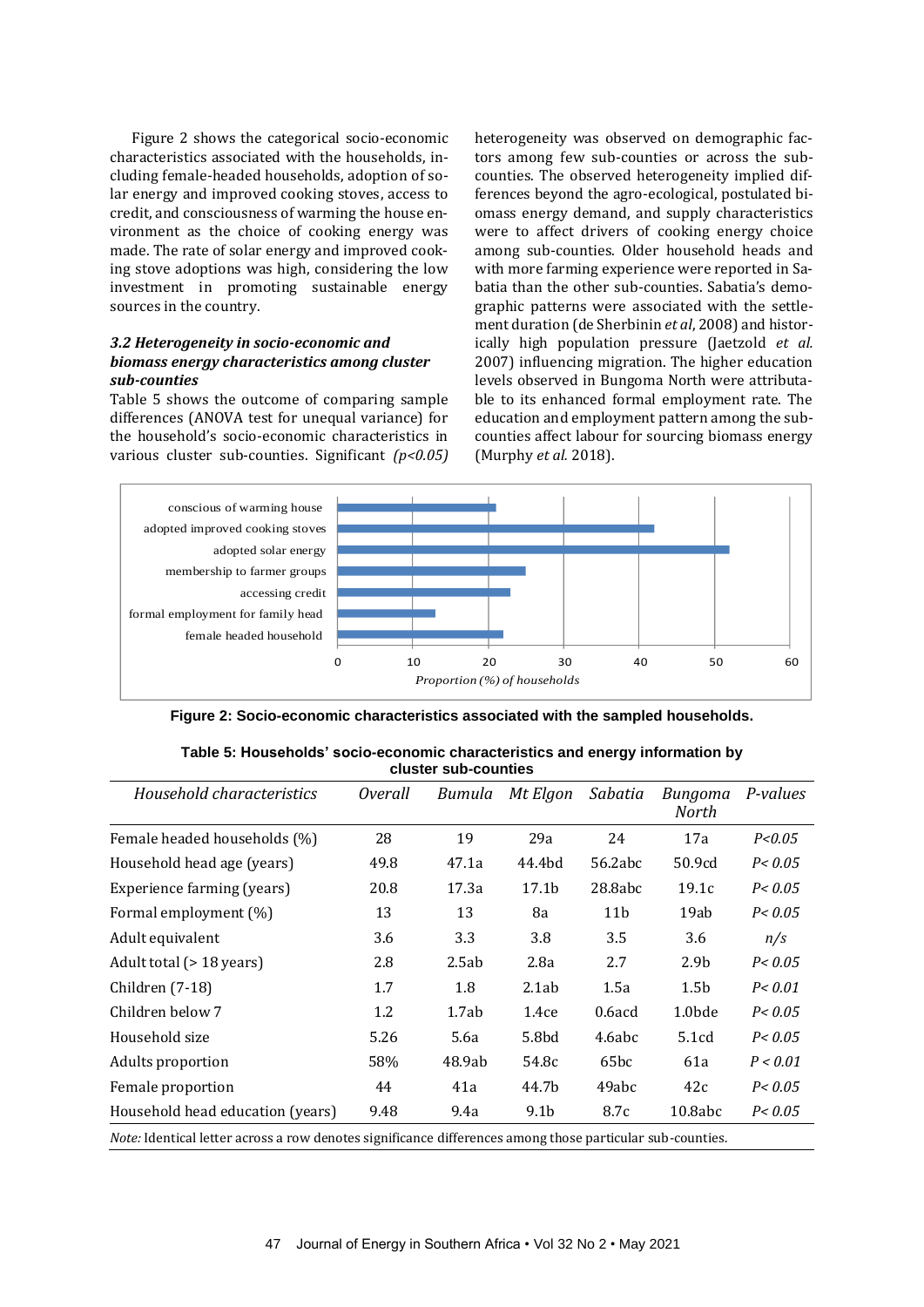Figure 2 shows the categorical socio-economic characteristics associated with the households, including female-headed households, adoption of solar energy and improved cooking stoves, access to credit, and consciousness of warming the house environment as the choice of cooking energy was made. The rate of solar energy and improved cooking stove adoptions was high, considering the low investment in promoting sustainable energy sources in the country.

### *3.2 Heterogeneity in socio-economic and biomass energy characteristics among cluster sub-counties*

Table 5 shows the outcome of comparing sample differences (ANOVA test for unequal variance) for the household's socio-economic characteristics in various cluster sub-counties. Significant *(p<0.05)* heterogeneity was observed on demographic factors among few sub-counties or across the sub-counties. The observed heterogeneity implied differences beyond the agro-ecological, postulated biomass energy demand, and supply characteristics were to affect drivers of cooking energy choice among sub-counties. Older household heads and with more farming experience were reported in Sabatia than the other sub-counties. Sabatia's demographic patterns were associated with the settlement duration (de Sherbinin *et al*, 2008) and historically high population pressure (Jaetzold *et al.* 2007) influencing migration. The higher education levels observed in Bungoma North were attributable to its enhanced formal employment rate. The education and employment pattern among the sub-counties affect labour for sourcing biomass energy (Murphy *et al.* 2018).

**Figure 2: Socio-economic characteristics associated with the sampled households.**

**Table 5: Households' socio-economic characteristics and energy information by cluster sub-counties**

| *Household characteristics* | *Overall* | *Bumula* | *Mt Elgon* | *Sabatia* | *Bungoma North* | *P-values* |
|---|---|---|---|---|---|---|
| Female headed households (%) | 28 | 19 | 29a | 24 | 17a | *P<0.05* |
| Household head age (years) | 49.8 | 47.1a | 44.4bd | 56.2abc | 50.9cd | *P< 0.05* |
| Experience farming (years) | 20.8 | 17.3a | 17.1b | 28.8abc | 19.1c | *P< 0.05* |
| Formal employment (%) | 13 | 13 | 8a | 11b | 19ab | *P< 0.05* |
| Adult equivalent | 3.6 | 3.3 | 3.8 | 3.5 | 3.6 | *n/s* |
| Adult total (> 18 years) | 2.8 | 2.5ab | 2.8a | 2.7 | 2.9b | *P< 0.05* |
| Children (7-18) | 1.7 | 1.8 | 2.1ab | 1.5a | 1.5b | *P< 0.01* |
| Children below 7 | 1.2 | 1.7ab | 1.4ce | 0.6acd | 1.0bde | *P< 0.05* |
| Household size | 5.26 | 5.6a | 5.8bd | 4.6abc | 5.1cd | *P< 0.05* |
| Adults proportion | 58% | 48.9ab | 54.8c | 65bc | 61a | *P < 0.01* |
| Female proportion | 44 | 41a | 44.7b | 49abc | 42c | *P< 0.05* |
| Household head education (years) | 9.48 | 9.4a | 9.1b | 8.7c | 10.8abc | *P< 0.05* |

*Note:* Identical letter across a row denotes significance differences among those particular sub-counties.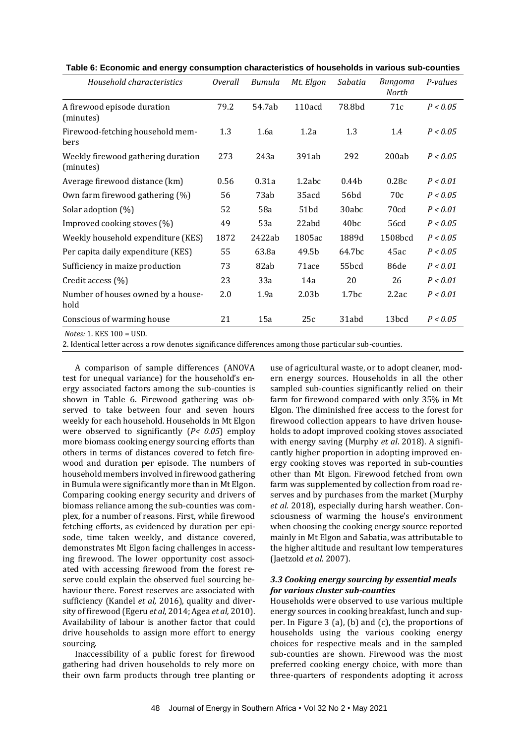**Table 6: Economic and energy consumption characteristics of households in various sub-counties**

| *Household characteristics* | *Overall* | *Bumula* | *Mt. Elgon* | *Sabatia* | *Bungoma North* | *P-values* |
|---|---|---|---|---|---|---|
| A firewood episode duration (minutes) | 79.2 | 54.7ab | 110acd | 78.8bd | 71c | *P < 0.05* |
| Firewood-fetching household members | 1.3 | 1.6a | 1.2a | 1.3 | 1.4 | *P < 0.05* |
| Weekly firewood gathering duration (minutes) | 273 | 243a | 391ab | 292 | 200ab | *P < 0.05* |
| Average firewood distance (km) | 0.56 | 0.31a | 1.2abc | 0.44b | 0.28c | *P < 0.01* |
| Own farm firewood gathering (%) | 56 | 73ab | 35acd | 56bd | 70c | *P < 0.05* |
| Solar adoption (%) | 52 | 58a | 51bd | 30abc | 70cd | *P < 0.01* |
| Improved cooking stoves (%) | 49 | 53a | 22abd | 40bc | 56cd | *P < 0.05* |
| Weekly household expenditure (KES) | 1872 | 2422ab | 1805ac | 1889d | 1508bcd | *P < 0.05* |
| Per capita daily expenditure (KES) | 55 | 63.8a | 49.5b | 64.7bc | 45ac | *P < 0.05* |
| Sufficiency in maize production | 73 | 82ab | 71ace | 55bcd | 86de | *P < 0.01* |
| Credit access (%) | 23 | 33a | 14a | 20 | 26 | *P < 0.01* |
| Number of houses owned by a household | 2.0 | 1.9a | 2.03b | 1.7bc | 2.2ac | *P < 0.01* |
| Conscious of warming house | 21 | 15a | 25c | 31abd | 13bcd | *P < 0.05* |

*Notes:* 1. KES 100 = USD.
2. Identical letter across a row denotes significance differences among those particular sub-counties.

A comparison of sample differences (ANOVA test for unequal variance) for the household's energy associated factors among the sub-counties is shown in Table 6. Firewood gathering was observed to take between four and seven hours weekly for each household. Households in Mt Elgon were observed to significantly ($P < 0.05$) employ more biomass cooking energy sourcing efforts than others in terms of distances covered to fetch firewood and duration per episode. The numbers of household members involved in firewood gathering in Bumula were significantly more than in Mt Elgon. Comparing cooking energy security and drivers of biomass reliance among the sub-counties was complex, for a number of reasons. First, while firewood fetching efforts, as evidenced by duration per episode, time taken weekly, and distance covered, demonstrates Mt Elgon facing challenges in accessing firewood. The lower opportunity cost associated with accessing firewood from the forest reserve could explain the observed fuel sourcing behaviour there. Forest reserves are associated with sufficiency (Kandel *et al,* 2016), quality and diversity of firewood (Egeru *et al,* 2014; Agea *et al,* 2010). Availability of labour is another factor that could drive households to assign more effort to energy sourcing.

Inaccessibility of a public forest for firewood gathering had driven households to rely more on their own farm products through tree planting or use of agricultural waste, or to adopt cleaner, modern energy sources. Households in all the other sampled sub-counties significantly relied on their farm for firewood compared with only 35% in Mt Elgon. The diminished free access to the forest for firewood collection appears to have driven households to adopt improved cooking stoves associated with energy saving (Murphy *et al*. 2018). A significantly higher proportion in adopting improved energy cooking stoves was reported in sub-counties other than Mt Elgon. Firewood fetched from own farm was supplemented by collection from road reserves and by purchases from the market (Murphy *et al.* 2018), especially during harsh weather. Consciousness of warming the house's environment when choosing the cooking energy source reported mainly in Mt Elgon and Sabatia, was attributable to the higher altitude and resultant low temperatures (Jaetzold *et al*. 2007).

### *3.3 Cooking energy sourcing by essential meals for various cluster sub-counties*

Households were observed to use various multiple energy sources in cooking breakfast, lunch and supper. In Figure 3 (a), (b) and (c), the proportions of households using the various cooking energy choices for respective meals and in the sampled sub-counties are shown. Firewood was the most preferred cooking energy choice, with more than three-quarters of respondents adopting it across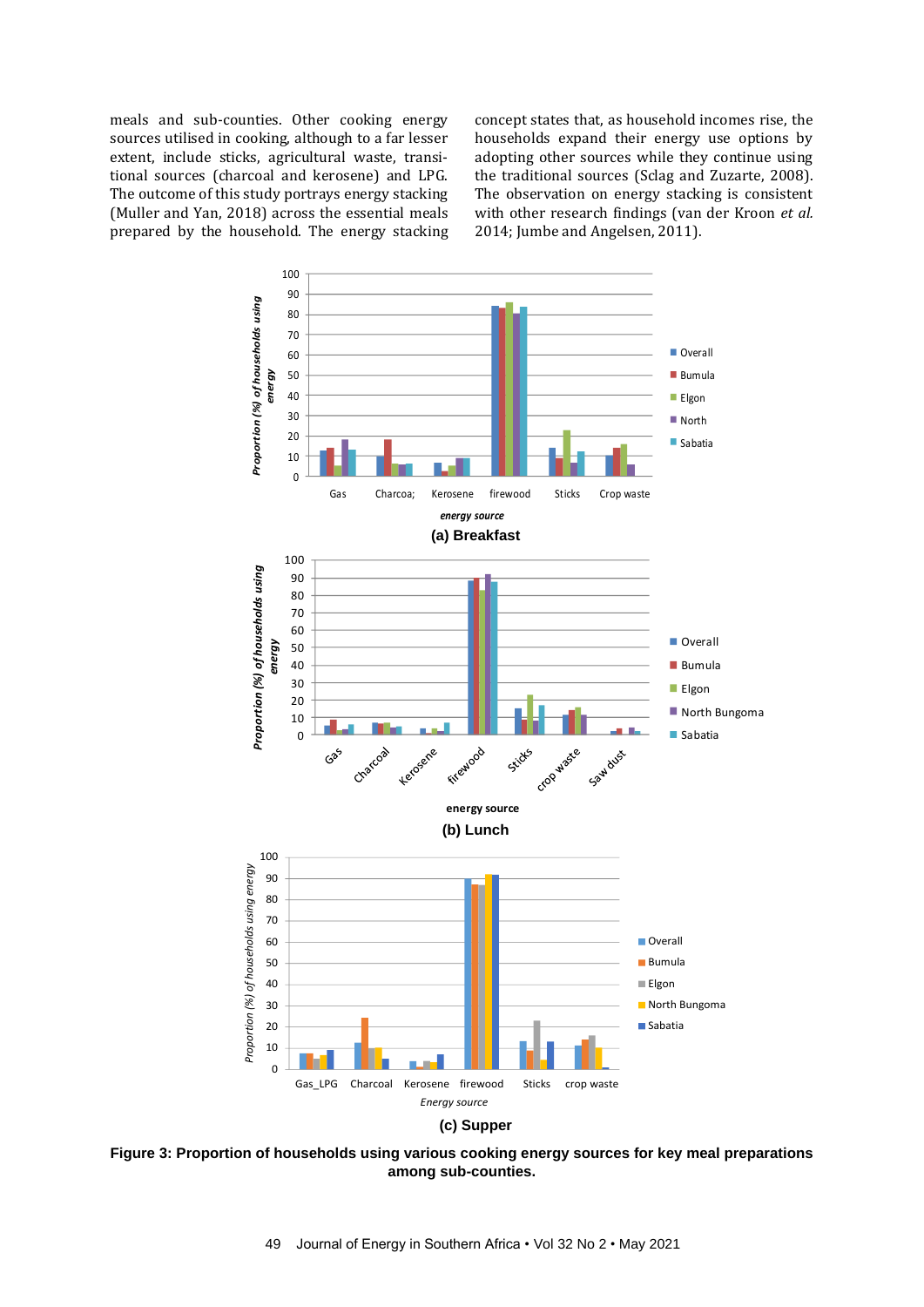meals and sub-counties. Other cooking energy sources utilised in cooking, although to a far lesser extent, include sticks, agricultural waste, transitional sources (charcoal and kerosene) and LPG. The outcome of this study portrays energy stacking (Muller and Yan, 2018) across the essential meals prepared by the household. The energy stacking concept states that, as household incomes rise, the households expand their energy use options by adopting other sources while they continue using the traditional sources (Sclag and Zuzarte, 2008). The observation on energy stacking is consistent with other research findings (van der Kroon *et al.* 2014; Jumbe and Angelsen, 2011).

(a) Breakfast

(b) Lunch

(c) Supper

**Figure 3: Proportion of households using various cooking energy sources for key meal preparations among sub-counties.**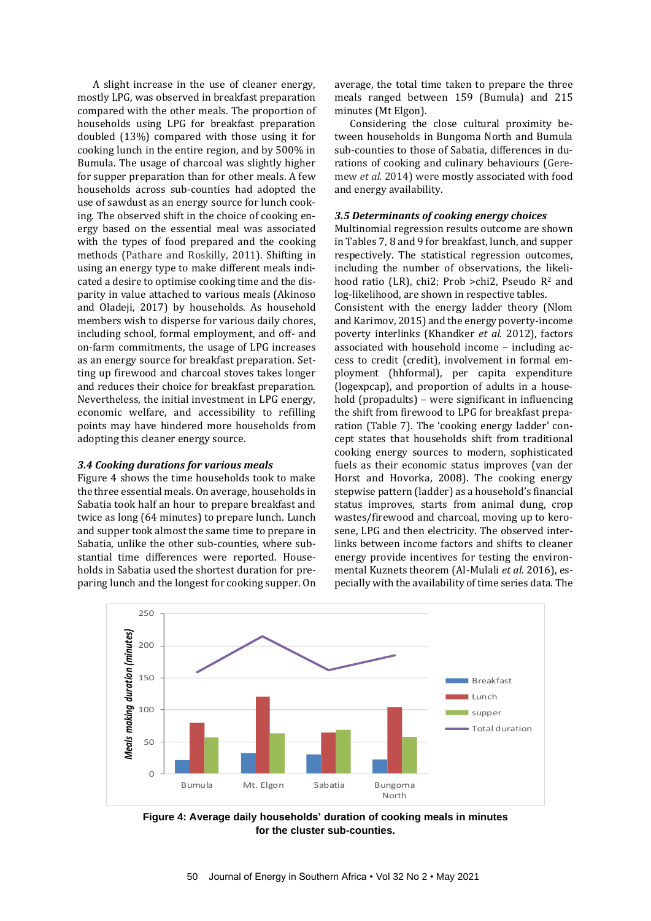A slight increase in the use of cleaner energy, mostly LPG, was observed in breakfast preparation compared with the other meals. The proportion of households using LPG for breakfast preparation doubled (13%) compared with those using it for cooking lunch in the entire region, and by 500% in Bumula. The usage of charcoal was slightly higher for supper preparation than for other meals. A few households across sub-counties had adopted the use of sawdust as an energy source for lunch cooking. The observed shift in the choice of cooking energy based on the essential meal was associated with the types of food prepared and the cooking methods (Pathare and Roskilly, 2011). Shifting in using an energy type to make different meals indicated a desire to optimise cooking time and the disparity in value attached to various meals (Akinoso and Oladeji, 2017) by households. As household members wish to disperse for various daily chores, including school, formal employment, and off- and on-farm commitments, the usage of LPG increases as an energy source for breakfast preparation. Setting up firewood and charcoal stoves takes longer and reduces their choice for breakfast preparation. Nevertheless, the initial investment in LPG energy, economic welfare, and accessibility to refilling points may have hindered more households from adopting this cleaner energy source.

### 3.4 Cooking durations for various meals

Figure 4 shows the time households took to make the three essential meals. On average, households in Sabatia took half an hour to prepare breakfast and twice as long (64 minutes) to prepare lunch. Lunch and supper took almost the same time to prepare in Sabatia, unlike the other sub-counties, where substantial time differences were reported. Households in Sabatia used the shortest duration for preparing lunch and the longest for cooking supper. On average, the total time taken to prepare the three meals ranged between 159 (Bumula) and 215 minutes (Mt Elgon).

Considering the close cultural proximity between households in Bungoma North and Bumula sub-counties to those of Sabatia, differences in durations of cooking and culinary behaviours (Geremew *et al.* 2014) were mostly associated with food and energy availability.

### 3.5 Determinants of cooking energy choices

Multinomial regression results outcome are shown in Tables 7, 8 and 9 for breakfast, lunch, and supper respectively. The statistical regression outcomes, including the number of observations, the likelihood ratio (LR), chi2; Prob >chi2, Pseudo $R^2$ and log-likelihood, are shown in respective tables. Consistent with the energy ladder theory (Nlom and Karimov, 2015) and the energy poverty-income poverty interlinks (Khandker *et al.* 2012), factors associated with household income – including access to credit (credit), involvement in formal employment (hhformal), per capita expenditure (logexpcap), and proportion of adults in a household (propadults) – were significant in influencing the shift from firewood to LPG for breakfast preparation (Table 7). The 'cooking energy ladder' concept states that households shift from traditional cooking energy sources to modern, sophisticated fuels as their economic status improves (van der Horst and Hovorka, 2008). The cooking energy stepwise pattern (ladder) as a household's financial status improves, starts from animal dung, crop wastes/firewood and charcoal, moving up to kerosene, LPG and then electricity. The observed interlinks between income factors and shifts to cleaner energy provide incentives for testing the environmental Kuznets theorem (Al-Mulali *et al.* 2016), especially with the availability of time series data. The

**Figure 4: Average daily households' duration of cooking meals in minutes for the cluster sub-counties.**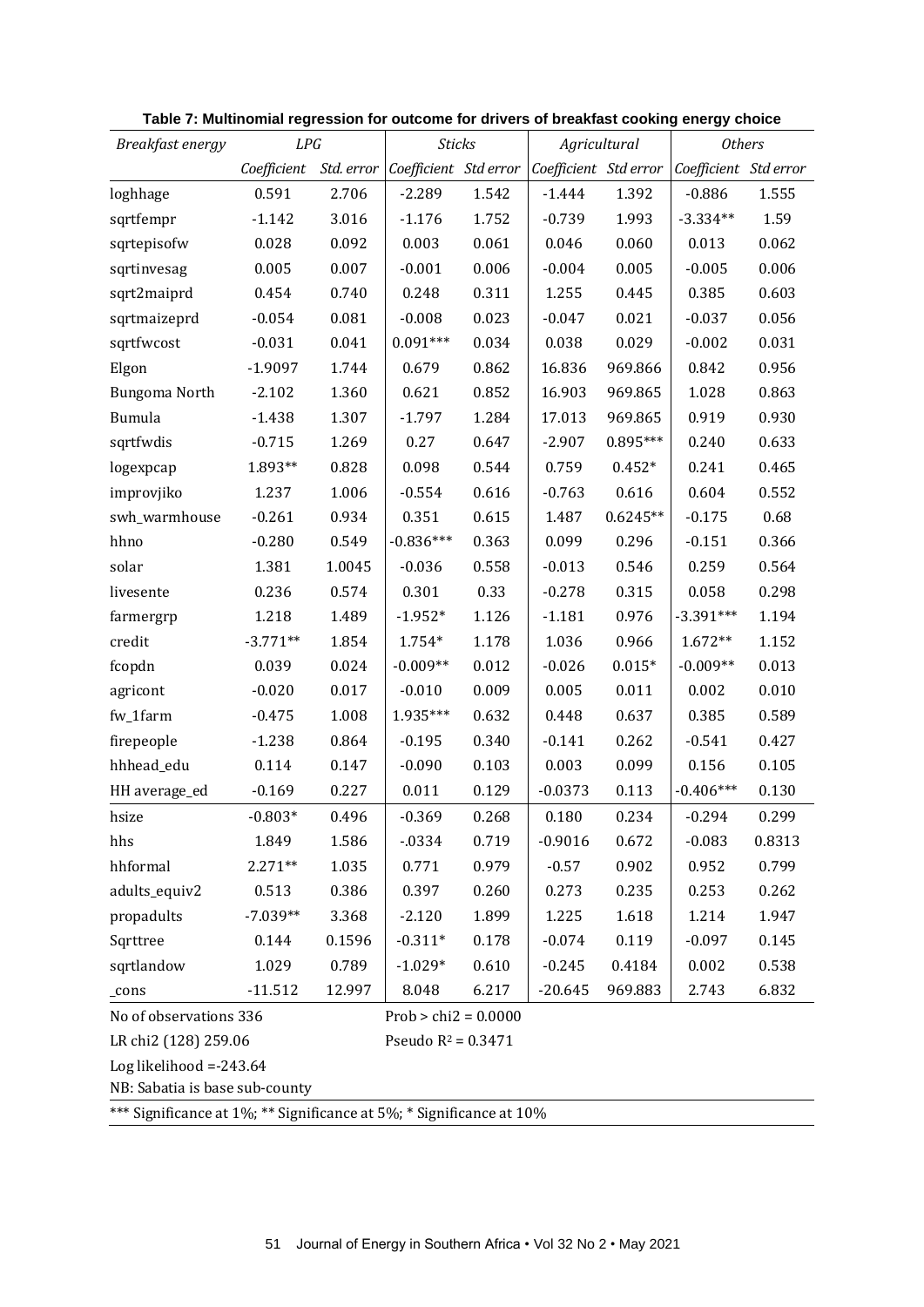**Table 7: Multinomial regression for outcome for drivers of breakfast cooking energy choice**

| *Breakfast energy* | *LPG* | | *Sticks* | | *Agricultural* | | *Others* | |
|---|---|---|---|---|---|---|---|---|
| | *Coefficient* | *Std. error* | *Coefficient* | *Std error* | *Coefficient* | *Std error* | *Coefficient* | *Std error* |
| loghhage | 0.591 | 2.706 | -2.289 | 1.542 | -1.444 | 1.392 | -0.886 | 1.555 |
| sqrtfempr | -1.142 | 3.016 | -1.176 | 1.752 | -0.739 | 1.993 | -3.334** | 1.59 |
| sqrtepisofw | 0.028 | 0.092 | 0.003 | 0.061 | 0.046 | 0.060 | 0.013 | 0.062 |
| sqrtinvesag | 0.005 | 0.007 | -0.001 | 0.006 | -0.004 | 0.005 | -0.005 | 0.006 |
| sqrt2maiprd | 0.454 | 0.740 | 0.248 | 0.311 | 1.255 | 0.445 | 0.385 | 0.603 |
| sqrtmaizeprd | -0.054 | 0.081 | -0.008 | 0.023 | -0.047 | 0.021 | -0.037 | 0.056 |
| sqrtfwcost | -0.031 | 0.041 | 0.091*** | 0.034 | 0.038 | 0.029 | -0.002 | 0.031 |
| Elgon | -1.9097 | 1.744 | 0.679 | 0.862 | 16.836 | 969.866 | 0.842 | 0.956 |
| Bungoma North | -2.102 | 1.360 | 0.621 | 0.852 | 16.903 | 969.865 | 1.028 | 0.863 |
| Bumula | -1.438 | 1.307 | -1.797 | 1.284 | 17.013 | 969.865 | 0.919 | 0.930 |
| sqrtfwdis | -0.715 | 1.269 | 0.27 | 0.647 | -2.907 | 0.895*** | 0.240 | 0.633 |
| logexpcap | 1.893** | 0.828 | 0.098 | 0.544 | 0.759 | 0.452* | 0.241 | 0.465 |
| improvjiko | 1.237 | 1.006 | -0.554 | 0.616 | -0.763 | 0.616 | 0.604 | 0.552 |
| swh_warmhouse | -0.261 | 0.934 | 0.351 | 0.615 | 1.487 | 0.6245** | -0.175 | 0.68 |
| hhno | -0.280 | 0.549 | -0.836*** | 0.363 | 0.099 | 0.296 | -0.151 | 0.366 |
| solar | 1.381 | 1.0045 | -0.036 | 0.558 | -0.013 | 0.546 | 0.259 | 0.564 |
| livesente | 0.236 | 0.574 | 0.301 | 0.33 | -0.278 | 0.315 | 0.058 | 0.298 |
| farmergrp | 1.218 | 1.489 | -1.952* | 1.126 | -1.181 | 0.976 | -3.391*** | 1.194 |
| credit | -3.771** | 1.854 | 1.754* | 1.178 | 1.036 | 0.966 | 1.672** | 1.152 |
| fcopdn | 0.039 | 0.024 | -0.009** | 0.012 | -0.026 | 0.015* | -0.009** | 0.013 |
| agricont | -0.020 | 0.017 | -0.010 | 0.009 | 0.005 | 0.011 | 0.002 | 0.010 |
| fw_1farm | -0.475 | 1.008 | 1.935*** | 0.632 | 0.448 | 0.637 | 0.385 | 0.589 |
| firepeople | -1.238 | 0.864 | -0.195 | 0.340 | -0.141 | 0.262 | -0.541 | 0.427 |
| hhhead_edu | 0.114 | 0.147 | -0.090 | 0.103 | 0.003 | 0.099 | 0.156 | 0.105 |
| HH average_ed | -0.169 | 0.227 | 0.011 | 0.129 | -0.0373 | 0.113 | -0.406*** | 0.130 |
| hsize | -0.803* | 0.496 | -0.369 | 0.268 | 0.180 | 0.234 | -0.294 | 0.299 |
| hhs | 1.849 | 1.586 | -.0334 | 0.719 | -0.9016 | 0.672 | -0.083 | 0.8313 |
| hhformal | 2.271** | 1.035 | 0.771 | 0.979 | -0.57 | 0.902 | 0.952 | 0.799 |
| adults_equiv2 | 0.513 | 0.386 | 0.397 | 0.260 | 0.273 | 0.235 | 0.253 | 0.262 |
| propadults | -7.039** | 3.368 | -2.120 | 1.899 | 1.225 | 1.618 | 1.214 | 1.947 |
| Sqrttree | 0.144 | 0.1596 | -0.311* | 0.178 | -0.074 | 0.119 | -0.097 | 0.145 |
| sqrtlandow | 1.029 | 0.789 | -1.029* | 0.610 | -0.245 | 0.4184 | 0.002 | 0.538 |
| _cons | -11.512 | 12.997 | 8.048 | 6.217 | -20.645 | 969.883 | 2.743 | 6.832 |

No of observations 336 — Prob > chi2 = 0.0000

LR chi2 (128) 259.06 — Pseudo $R^2$ = 0.3471

Log likelihood =-243.64

NB: Sabatia is base sub-county

*** Significance at 1%; ** Significance at 5%; * Significance at 10%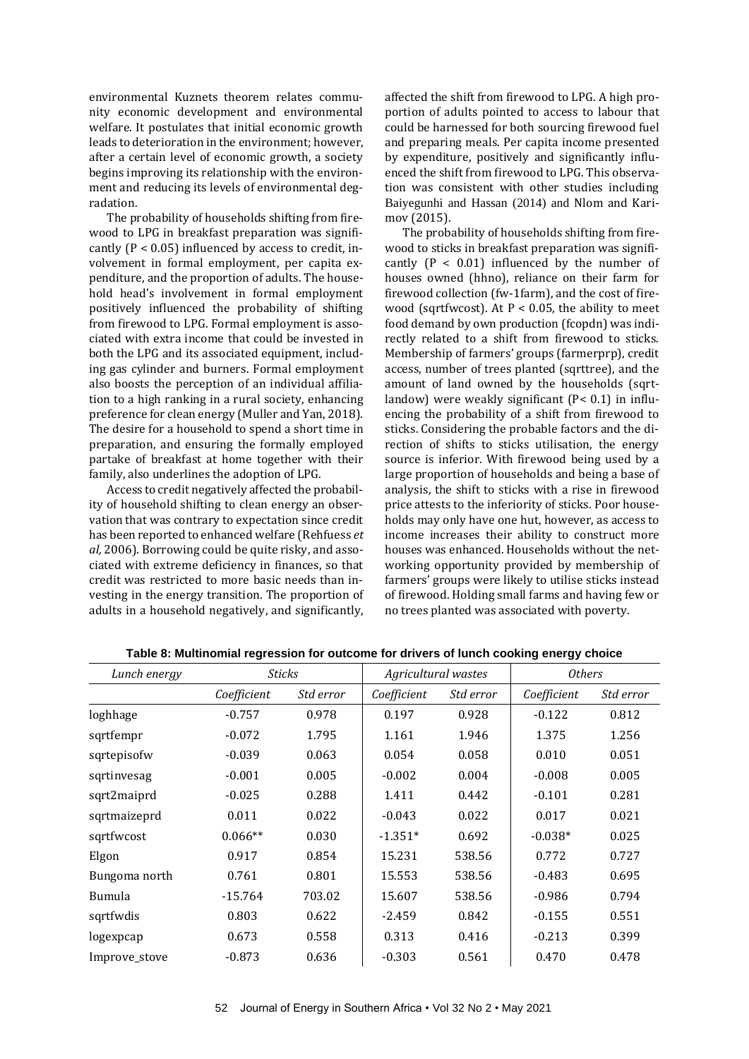environmental Kuznets theorem relates community economic development and environmental welfare. It postulates that initial economic growth leads to deterioration in the environment; however, after a certain level of economic growth, a society begins improving its relationship with the environment and reducing its levels of environmental degradation.

The probability of households shifting from firewood to LPG in breakfast preparation was significantly ($P < 0.05$) influenced by access to credit, involvement in formal employment, per capita expenditure, and the proportion of adults. The household head's involvement in formal employment positively influenced the probability of shifting from firewood to LPG. Formal employment is associated with extra income that could be invested in both the LPG and its associated equipment, including gas cylinder and burners. Formal employment also boosts the perception of an individual affiliation to a high ranking in a rural society, enhancing preference for clean energy (Muller and Yan, 2018). The desire for a household to spend a short time in preparation, and ensuring the formally employed partake of breakfast at home together with their family, also underlines the adoption of LPG.

Access to credit negatively affected the probability of household shifting to clean energy an observation that was contrary to expectation since credit has been reported to enhanced welfare (Rehfuess *et al,* 2006). Borrowing could be quite risky, and associated with extreme deficiency in finances, so that credit was restricted to more basic needs than investing in the energy transition. The proportion of adults in a household negatively, and significantly, affected the shift from firewood to LPG. A high proportion of adults pointed to access to labour that could be harnessed for both sourcing firewood fuel and preparing meals. Per capita income presented by expenditure, positively and significantly influenced the shift from firewood to LPG. This observation was consistent with other studies including Baiyegunhi and Hassan (2014) and Nlom and Karimov (2015).

The probability of households shifting from firewood to sticks in breakfast preparation was significantly ($P < 0.01$) influenced by the number of houses owned (hhno), reliance on their farm for firewood collection (fw-1farm), and the cost of firewood (sqrtfwcost). At $P < 0.05$, the ability to meet food demand by own production (fcopdn) was indirectly related to a shift from firewood to sticks. Membership of farmers' groups (farmerprp), credit access, number of trees planted (sqrttree), and the amount of land owned by the households (sqrtlandow) were weakly significant ($P < 0.1$) in influencing the probability of a shift from firewood to sticks. Considering the probable factors and the direction of shifts to sticks utilisation, the energy source is inferior. With firewood being used by a large proportion of households and being a base of analysis, the shift to sticks with a rise in firewood price attests to the inferiority of sticks. Poor households may only have one hut, however, as access to income increases their ability to construct more houses was enhanced. Households without the networking opportunity provided by membership of farmers' groups were likely to utilise sticks instead of firewood. Holding small farms and having few or no trees planted was associated with poverty.

**Table 8: Multinomial regression for outcome for drivers of lunch cooking energy choice**

| *Lunch energy* | *Sticks* | | *Agricultural wastes* | | *Others* | |
|---|---|---|---|---|---|---|
| | *Coefficient* | *Std error* | *Coefficient* | *Std error* | *Coefficient* | *Std error* |
| loghhage | -0.757 | 0.978 | 0.197 | 0.928 | -0.122 | 0.812 |
| sqrtfempr | -0.072 | 1.795 | 1.161 | 1.946 | 1.375 | 1.256 |
| sqrtepisofw | -0.039 | 0.063 | 0.054 | 0.058 | 0.010 | 0.051 |
| sqrtinvesag | -0.001 | 0.005 | -0.002 | 0.004 | -0.008 | 0.005 |
| sqrt2maiprd | -0.025 | 0.288 | 1.411 | 0.442 | -0.101 | 0.281 |
| sqrtmaizeprd | 0.011 | 0.022 | -0.043 | 0.022 | 0.017 | 0.021 |
| sqrtfwcost | 0.066** | 0.030 | -1.351* | 0.692 | -0.038* | 0.025 |
| Elgon | 0.917 | 0.854 | 15.231 | 538.56 | 0.772 | 0.727 |
| Bungoma north | 0.761 | 0.801 | 15.553 | 538.56 | -0.483 | 0.695 |
| Bumula | -15.764 | 703.02 | 15.607 | 538.56 | -0.986 | 0.794 |
| sqrtfwdis | 0.803 | 0.622 | -2.459 | 0.842 | -0.155 | 0.551 |
| logexpcap | 0.673 | 0.558 | 0.313 | 0.416 | -0.213 | 0.399 |
| Improve_stove | -0.873 | 0.636 | -0.303 | 0.561 | 0.470 | 0.478 |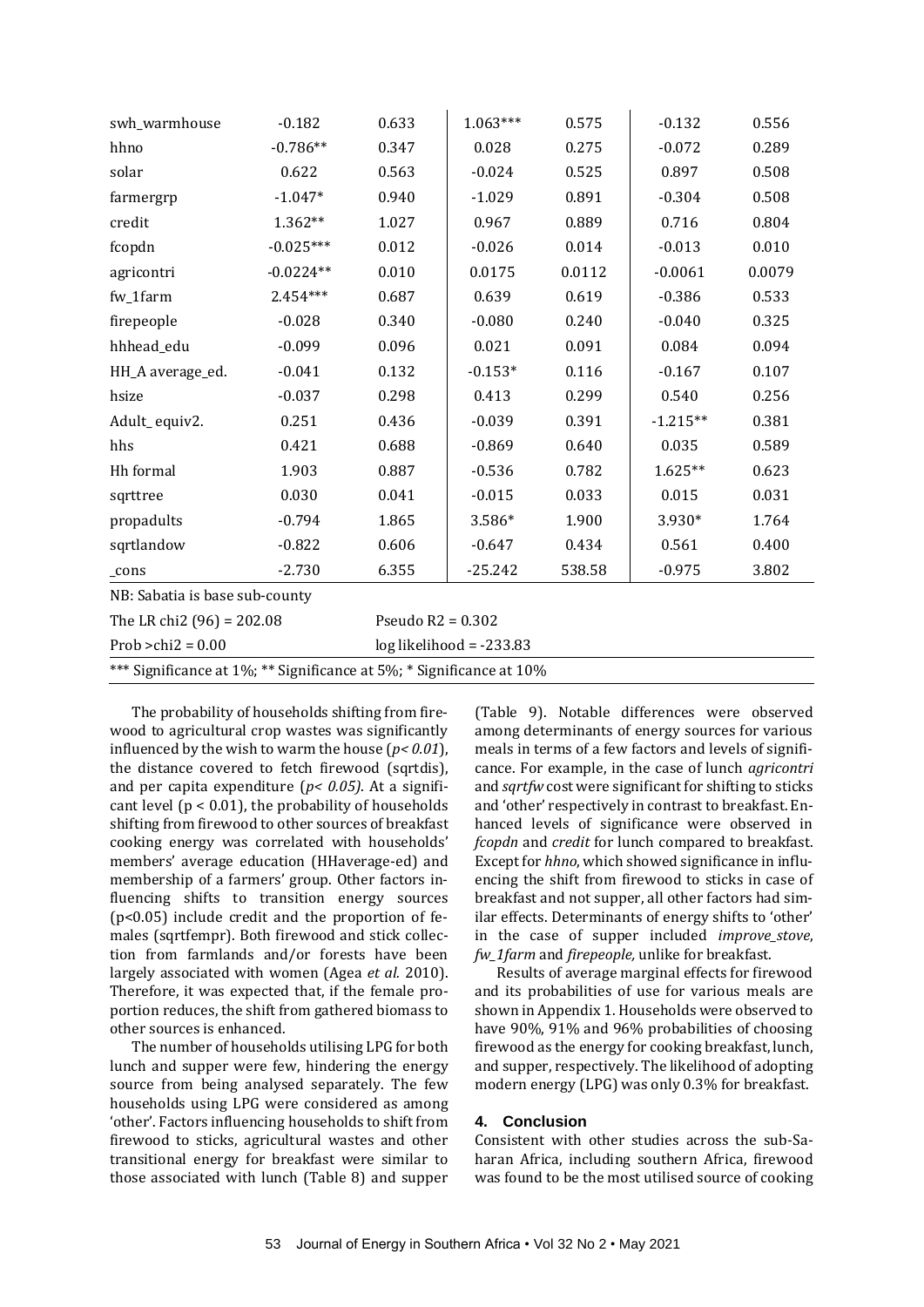| | | | | | | |
|---|---|---|---|---|---|---|
| swh_warmhouse | -0.182 | 0.633 | 1.063*** | 0.575 | -0.132 | 0.556 |
| hhno | -0.786** | 0.347 | 0.028 | 0.275 | -0.072 | 0.289 |
| solar | 0.622 | 0.563 | -0.024 | 0.525 | 0.897 | 0.508 |
| farmergrp | -1.047* | 0.940 | -1.029 | 0.891 | -0.304 | 0.508 |
| credit | 1.362** | 1.027 | 0.967 | 0.889 | 0.716 | 0.804 |
| fcopdn | -0.025*** | 0.012 | -0.026 | 0.014 | -0.013 | 0.010 |
| agricontri | -0.0224** | 0.010 | 0.0175 | 0.0112 | -0.0061 | 0.0079 |
| fw_1farm | 2.454*** | 0.687 | 0.639 | 0.619 | -0.386 | 0.533 |
| firepeople | -0.028 | 0.340 | -0.080 | 0.240 | -0.040 | 0.325 |
| hhhead_edu | -0.099 | 0.096 | 0.021 | 0.091 | 0.084 | 0.094 |
| HH_A average_ed. | -0.041 | 0.132 | -0.153* | 0.116 | -0.167 | 0.107 |
| hsize | -0.037 | 0.298 | 0.413 | 0.299 | 0.540 | 0.256 |
| Adult_ equiv2. | 0.251 | 0.436 | -0.039 | 0.391 | -1.215** | 0.381 |
| hhs | 0.421 | 0.688 | -0.869 | 0.640 | 0.035 | 0.589 |
| Hh formal | 1.903 | 0.887 | -0.536 | 0.782 | 1.625** | 0.623 |
| sqrttree | 0.030 | 0.041 | -0.015 | 0.033 | 0.015 | 0.031 |
| propadults | -0.794 | 1.865 | 3.586* | 1.900 | 3.930* | 1.764 |
| sqrtlandow | -0.822 | 0.606 | -0.647 | 0.434 | 0.561 | 0.400 |
| _cons | -2.730 | 6.355 | -25.242 | 538.58 | -0.975 | 3.802 |

NB: Sabatia is base sub-county

The LR chi2 (96) = 202.08 — Pseudo R2 = 0.302

Prob >chi2 = 0.00 — log likelihood = -233.83

*** Significance at 1%; ** Significance at 5%; * Significance at 10%

The probability of households shifting from firewood to agricultural crop wastes was significantly influenced by the wish to warm the house (*p< 0.01*), the distance covered to fetch firewood (sqrtdis), and per capita expenditure (*p< 0.05)*. At a significant level (p < 0.01), the probability of households shifting from firewood to other sources of breakfast cooking energy was correlated with households' members' average education (HHaverage-ed) and membership of a farmers' group. Other factors influencing shifts to transition energy sources (p<0.05) include credit and the proportion of females (sqrtfempr). Both firewood and stick collection from farmlands and/or forests have been largely associated with women (Agea *et al.* 2010). Therefore, it was expected that, if the female proportion reduces, the shift from gathered biomass to other sources is enhanced.

The number of households utilising LPG for both lunch and supper were few, hindering the energy source from being analysed separately. The few households using LPG were considered as among 'other'. Factors influencing households to shift from firewood to sticks, agricultural wastes and other transitional energy for breakfast were similar to those associated with lunch (Table 8) and supper (Table 9). Notable differences were observed among determinants of energy sources for various meals in terms of a few factors and levels of significance. For example, in the case of lunch *agricontri* and *sqrtfw* cost were significant for shifting to sticks and 'other' respectively in contrast to breakfast. Enhanced levels of significance were observed in *fcopdn* and *credit* for lunch compared to breakfast. Except for *hhno*, which showed significance in influencing the shift from firewood to sticks in case of breakfast and not supper, all other factors had similar effects. Determinants of energy shifts to 'other' in the case of supper included *improve_stove*, *fw_1farm* and *firepeople,* unlike for breakfast.

Results of average marginal effects for firewood and its probabilities of use for various meals are shown in Appendix 1. Households were observed to have 90%, 91% and 96% probabilities of choosing firewood as the energy for cooking breakfast, lunch, and supper, respectively. The likelihood of adopting modern energy (LPG) was only 0.3% for breakfast.

## 4. Conclusion

Consistent with other studies across the sub-Saharan Africa, including southern Africa, firewood was found to be the most utilised source of cooking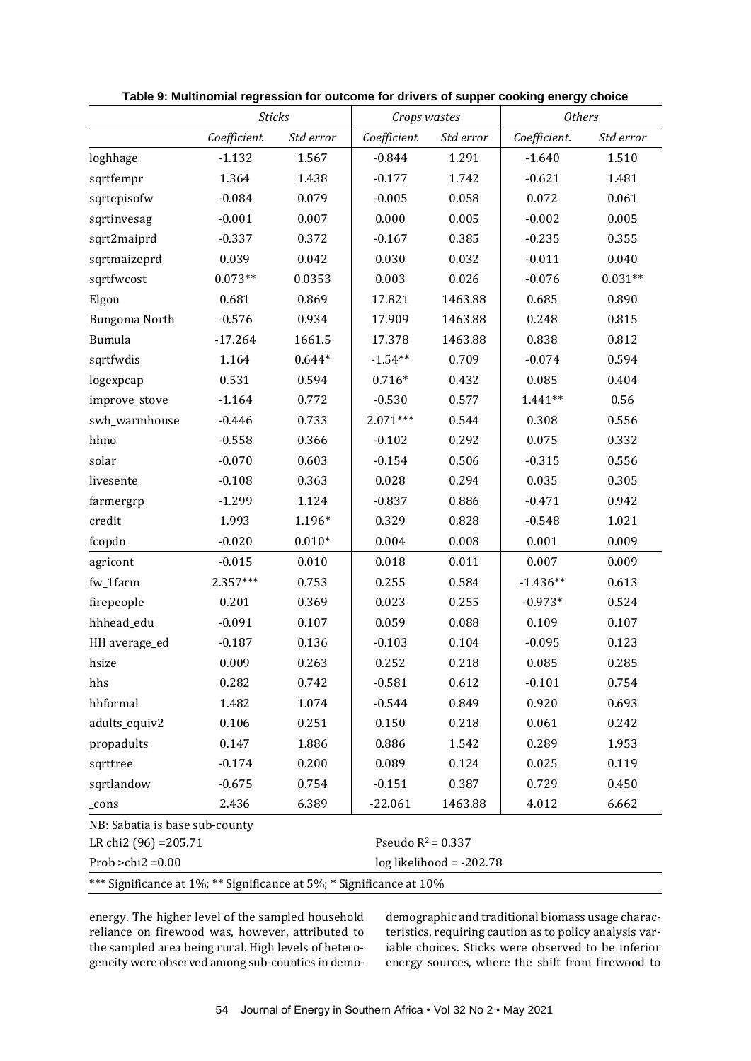**Table 9: Multinomial regression for outcome for drivers of supper cooking energy choice**

| | *Sticks* | | *Crops wastes* | | *Others* | |
|---|---|---|---|---|---|---|
| | *Coefficient* | *Std error* | *Coefficient* | *Std error* | *Coefficient.* | *Std error* |
| loghhage | -1.132 | 1.567 | -0.844 | 1.291 | -1.640 | 1.510 |
| sqrtfempr | 1.364 | 1.438 | -0.177 | 1.742 | -0.621 | 1.481 |
| sqrtepisofw | -0.084 | 0.079 | -0.005 | 0.058 | 0.072 | 0.061 |
| sqrtinvesag | -0.001 | 0.007 | 0.000 | 0.005 | -0.002 | 0.005 |
| sqrt2maiprd | -0.337 | 0.372 | -0.167 | 0.385 | -0.235 | 0.355 |
| sqrtmaizeprd | 0.039 | 0.042 | 0.030 | 0.032 | -0.011 | 0.040 |
| sqrtfwcost | 0.073** | 0.0353 | 0.003 | 0.026 | -0.076 | 0.031** |
| Elgon | 0.681 | 0.869 | 17.821 | 1463.88 | 0.685 | 0.890 |
| Bungoma North | -0.576 | 0.934 | 17.909 | 1463.88 | 0.248 | 0.815 |
| Bumula | -17.264 | 1661.5 | 17.378 | 1463.88 | 0.838 | 0.812 |
| sqrtfwdis | 1.164 | 0.644* | -1.54** | 0.709 | -0.074 | 0.594 |
| logexpcap | 0.531 | 0.594 | 0.716* | 0.432 | 0.085 | 0.404 |
| improve_stove | -1.164 | 0.772 | -0.530 | 0.577 | 1.441** | 0.56 |
| swh_warmhouse | -0.446 | 0.733 | 2.071*** | 0.544 | 0.308 | 0.556 |
| hhno | -0.558 | 0.366 | -0.102 | 0.292 | 0.075 | 0.332 |
| solar | -0.070 | 0.603 | -0.154 | 0.506 | -0.315 | 0.556 |
| livesente | -0.108 | 0.363 | 0.028 | 0.294 | 0.035 | 0.305 |
| farmergrp | -1.299 | 1.124 | -0.837 | 0.886 | -0.471 | 0.942 |
| credit | 1.993 | 1.196* | 0.329 | 0.828 | -0.548 | 1.021 |
| fcopdn | -0.020 | 0.010* | 0.004 | 0.008 | 0.001 | 0.009 |
| agricont | -0.015 | 0.010 | 0.018 | 0.011 | 0.007 | 0.009 |
| fw_1farm | 2.357*** | 0.753 | 0.255 | 0.584 | -1.436** | 0.613 |
| firepeople | 0.201 | 0.369 | 0.023 | 0.255 | -0.973* | 0.524 |
| hhhead_edu | -0.091 | 0.107 | 0.059 | 0.088 | 0.109 | 0.107 |
| HH average_ed | -0.187 | 0.136 | -0.103 | 0.104 | -0.095 | 0.123 |
| hsize | 0.009 | 0.263 | 0.252 | 0.218 | 0.085 | 0.285 |
| hhs | 0.282 | 0.742 | -0.581 | 0.612 | -0.101 | 0.754 |
| hhformal | 1.482 | 1.074 | -0.544 | 0.849 | 0.920 | 0.693 |
| adults_equiv2 | 0.106 | 0.251 | 0.150 | 0.218 | 0.061 | 0.242 |
| propadults | 0.147 | 1.886 | 0.886 | 1.542 | 0.289 | 1.953 |
| sqrttree | -0.174 | 0.200 | 0.089 | 0.124 | 0.025 | 0.119 |
| sqrtlandow | -0.675 | 0.754 | -0.151 | 0.387 | 0.729 | 0.450 |
| _cons | 2.436 | 6.389 | -22.061 | 1463.88 | 4.012 | 6.662 |

NB: Sabatia is base sub-county

LR chi2 (96) =205.71 — Pseudo $R^2$ = 0.337

Prob >chi2 =0.00 — log likelihood = -202.78

*** Significance at 1%; ** Significance at 5%; * Significance at 10%

energy. The higher level of the sampled household reliance on firewood was, however, attributed to the sampled area being rural. High levels of heterogeneity were observed among sub-counties in demographic and traditional biomass usage characteristics, requiring caution as to policy analysis variable choices. Sticks were observed to be inferior energy sources, where the shift from firewood to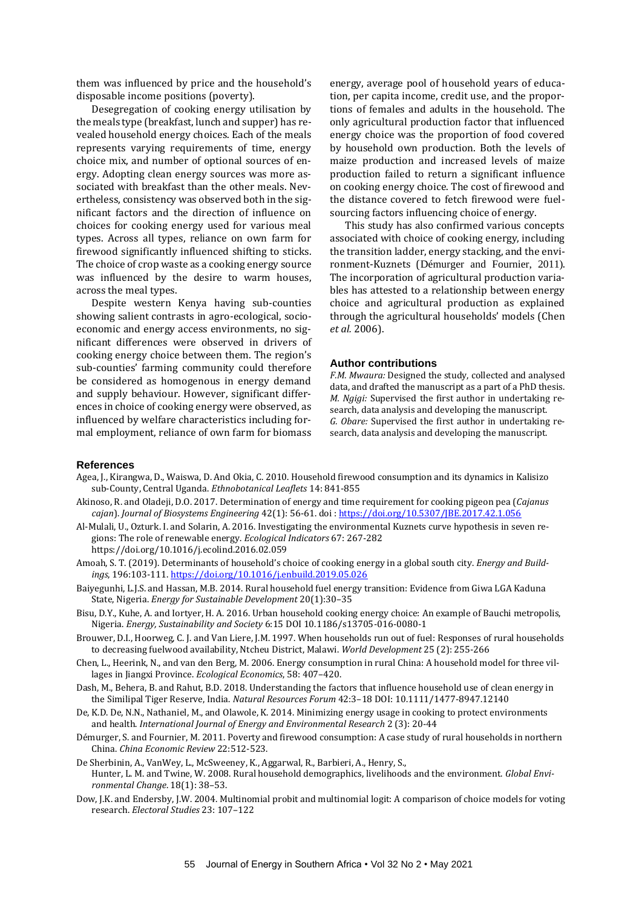them was influenced by price and the household's disposable income positions (poverty).

Desegregation of cooking energy utilisation by the meals type (breakfast, lunch and supper) has revealed household energy choices. Each of the meals represents varying requirements of time, energy choice mix, and number of optional sources of energy. Adopting clean energy sources was more associated with breakfast than the other meals. Nevertheless, consistency was observed both in the significant factors and the direction of influence on choices for cooking energy used for various meal types. Across all types, reliance on own farm for firewood significantly influenced shifting to sticks. The choice of crop waste as a cooking energy source was influenced by the desire to warm houses, across the meal types.

Despite western Kenya having sub-counties showing salient contrasts in agro-ecological, socio-economic and energy access environments, no significant differences were observed in drivers of cooking energy choice between them. The region's sub-counties' farming community could therefore be considered as homogenous in energy demand and supply behaviour. However, significant differences in choice of cooking energy were observed, as influenced by welfare characteristics including formal employment, reliance of own farm for biomass energy, average pool of household years of education, per capita income, credit use, and the proportions of females and adults in the household. The only agricultural production factor that influenced energy choice was the proportion of food covered by household own production. Both the levels of maize production and increased levels of maize production failed to return a significant influence on cooking energy choice. The cost of firewood and the distance covered to fetch firewood were fuel-sourcing factors influencing choice of energy.

This study has also confirmed various concepts associated with choice of cooking energy, including the transition ladder, energy stacking, and the environment-Kuznets (Démurger and Fournier, 2011). The incorporation of agricultural production variables has attested to a relationship between energy choice and agricultural production as explained through the agricultural households' models (Chen *et al.* 2006).

## Author contributions

*F.M. Mwaura:* Designed the study, collected and analysed data, and drafted the manuscript as a part of a PhD thesis.
*M. Ngigi:* Supervised the first author in undertaking research, data analysis and developing the manuscript.
*G. Obare:* Supervised the first author in undertaking research, data analysis and developing the manuscript.

## References

Agea, J., Kirangwa, D., Waiswa, D. And Okia, C. 2010. Household firewood consumption and its dynamics in Kalisizo sub-County, Central Uganda. *Ethnobotanical Leaflets* 14: 841-855

Akinoso, R. and Oladeji, D.O. 2017. Determination of energy and time requirement for cooking pigeon pea (*Cajanus cajan*). *Journal of Biosystems Engineering* 42(1): 56-61. doi : https://doi.org/10.5307/JBE.2017.42.1.056

Al-Mulali, U., Ozturk. I. and Solarin, A. 2016. Investigating the environmental Kuznets curve hypothesis in seven regions: The role of renewable energy. *Ecological Indicators* 67: 267-282 https://doi.org/10.1016/j.ecolind.2016.02.059

Amoah, S. T. (2019). Determinants of household's choice of cooking energy in a global south city. *Energy and Buildings*, 196:103-111. https://doi.org/10.1016/j.enbuild.2019.05.026

Baiyegunhi, L.J.S. and Hassan, M.B. 2014. Rural household fuel energy transition: Evidence from Giwa LGA Kaduna State, Nigeria. *Energy for Sustainable Development* 20(1):30–35

Bisu, D.Y., Kuhe, A. and Iortyer, H. A. 2016. Urban household cooking energy choice: An example of Bauchi metropolis, Nigeria. *Energy, Sustainability and Society* 6:15 DOI 10.1186/s13705-016-0080-1

Brouwer, D.I., Hoorweg, C. J. and Van Liere, J.M. 1997. When households run out of fuel: Responses of rural households to decreasing fuelwood availability, Ntcheu District, Malawi. *World Development* 25 (2): 255-266

Chen, L., Heerink, N., and van den Berg, M. 2006. Energy consumption in rural China: A household model for three villages in Jiangxi Province. *Ecological Economics*, 58: 407–420.

Dash, M., Behera, B. and Rahut, B.D. 2018. Understanding the factors that influence household use of clean energy in the Similipal Tiger Reserve, India. *Natural Resources Forum* 42:3–18 DOI: 10.1111/1477-8947.12140

De, K.D. De, N.N., Nathaniel, M., and Olawole, K. 2014. Minimizing energy usage in cooking to protect environments and health. *International Journal of Energy and Environmental Research* 2 (3): 20-44

Démurger, S. and Fournier, M. 2011. Poverty and firewood consumption: A case study of rural households in northern China. *China Economic Review* 22:512-523.

De Sherbinin, A., VanWey, L., McSweeney, K., Aggarwal, R., Barbieri, A., Henry, S., Hunter, L. M. and Twine, W. 2008. Rural household demographics, livelihoods and the environment. *Global Environmental Change*. 18(1): 38–53.

Dow, J.K. and Endersby, J.W. 2004. Multinomial probit and multinomial logit: A comparison of choice models for voting research. *Electoral Studies* 23: 107–122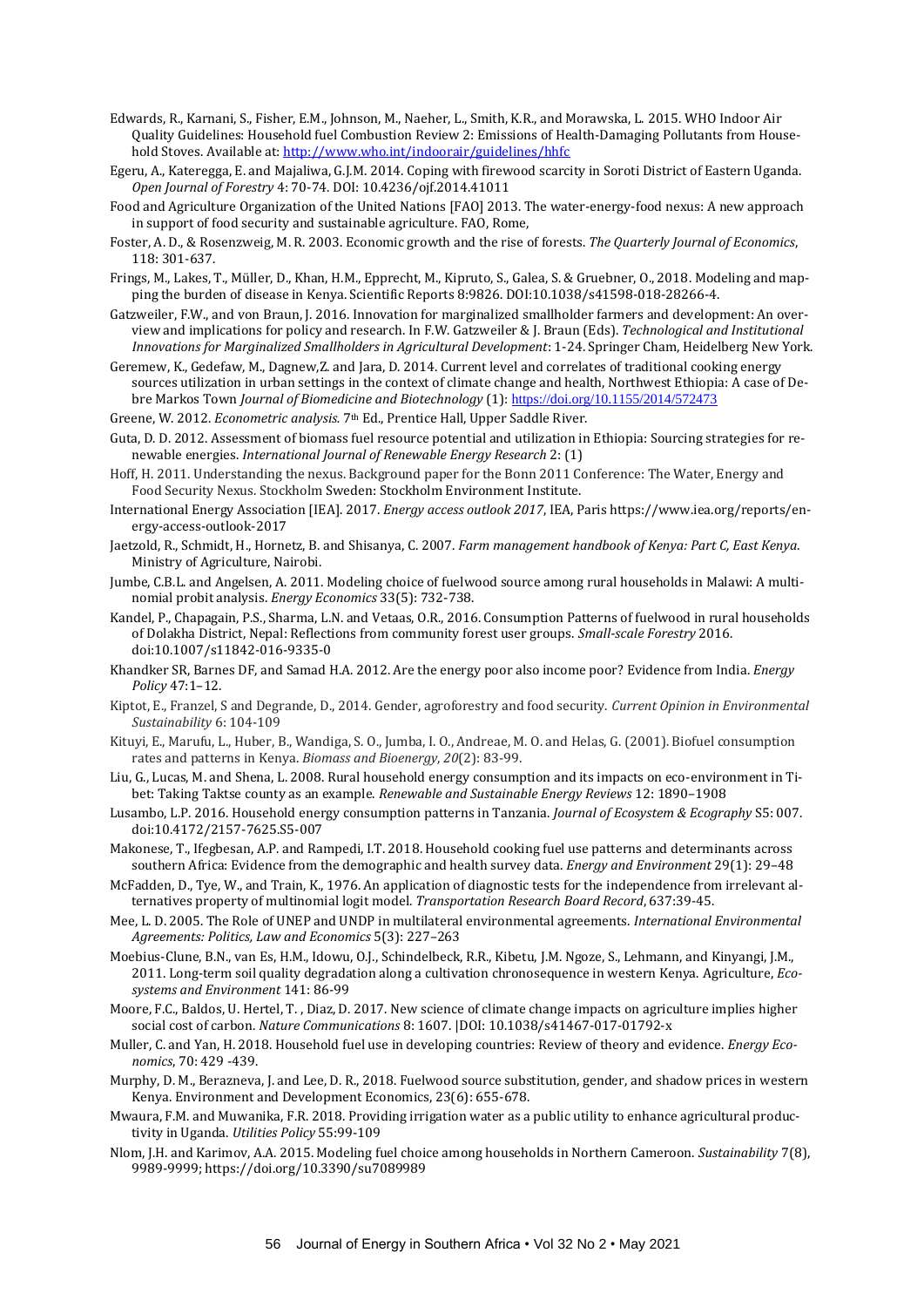Edwards, R., Karnani, S., Fisher, E.M., Johnson, M., Naeher, L., Smith, K.R., and Morawska, L. 2015. WHO Indoor Air Quality Guidelines: Household fuel Combustion Review 2: Emissions of Health-Damaging Pollutants from Household Stoves. Available at: http://www.who.int/indoorair/guidelines/hhfc

Egeru, A., Kateregga, E. and Majaliwa, G.J.M. 2014. Coping with firewood scarcity in Soroti District of Eastern Uganda. *Open Journal of Forestry* 4: 70-74. DOI: 10.4236/ojf.2014.41011

Food and Agriculture Organization of the United Nations [FAO] 2013. The water-energy-food nexus: A new approach in support of food security and sustainable agriculture. FAO, Rome,

Foster, A. D., & Rosenzweig, M. R. 2003. Economic growth and the rise of forests. *The Quarterly Journal of Economics*, 118: 301-637.

Frings, M., Lakes, T., Müller, D., Khan, H.M., Epprecht, M., Kipruto, S., Galea, S. & Gruebner, O., 2018. Modeling and mapping the burden of disease in Kenya. Scientific Reports 8:9826. DOI:10.1038/s41598-018-28266-4.

Gatzweiler, F.W., and von Braun, J. 2016. Innovation for marginalized smallholder farmers and development: An overview and implications for policy and research. In F.W. Gatzweiler & J. Braun (Eds). *Technological and Institutional Innovations for Marginalized Smallholders in Agricultural Development*: 1-24. Springer Cham, Heidelberg New York.

Geremew, K., Gedefaw, M., Dagnew,Z. and Jara, D. 2014. Current level and correlates of traditional cooking energy sources utilization in urban settings in the context of climate change and health, Northwest Ethiopia: A case of Debre Markos Town *Journal of Biomedicine and Biotechnology* (1): https://doi.org/10.1155/2014/572473

Greene, W. 2012. *Econometric analysis*. 7th Ed., Prentice Hall, Upper Saddle River.

Guta, D. D. 2012. Assessment of biomass fuel resource potential and utilization in Ethiopia: Sourcing strategies for renewable energies. *International Journal of Renewable Energy Research* 2: (1)

Hoff, H. 2011. Understanding the nexus. Background paper for the Bonn 2011 Conference: The Water, Energy and Food Security Nexus. Stockholm Sweden: Stockholm Environment Institute.

International Energy Association [IEA]. 2017. *Energy access outlook 2017*, IEA, Paris https://www.iea.org/reports/energy-access-outlook-2017

Jaetzold, R., Schmidt, H., Hornetz, B. and Shisanya, C. 2007. *Farm management handbook of Kenya: Part C, East Kenya*. Ministry of Agriculture, Nairobi.

Jumbe, C.B.L. and Angelsen, A. 2011. Modeling choice of fuelwood source among rural households in Malawi: A multinomial probit analysis. *Energy Economics* 33(5): 732-738.

Kandel, P., Chapagain, P.S., Sharma, L.N. and Vetaas, O.R., 2016. Consumption Patterns of fuelwood in rural households of Dolakha District, Nepal: Reflections from community forest user groups. *Small-scale Forestry* 2016. doi:10.1007/s11842-016-9335-0

Khandker SR, Barnes DF, and Samad H.A. 2012. Are the energy poor also income poor? Evidence from India. *Energy Policy* 47:1–12.

Kiptot, E., Franzel, S and Degrande, D., 2014. Gender, agroforestry and food security. *Current Opinion in Environmental Sustainability* 6: 104-109

Kituyi, E., Marufu, L., Huber, B., Wandiga, S. O., Jumba, I. O., Andreae, M. O. and Helas, G. (2001). Biofuel consumption rates and patterns in Kenya. *Biomass and Bioenergy*, *20*(2): 83-99.

Liu, G., Lucas, M. and Shena, L. 2008. Rural household energy consumption and its impacts on eco-environment in Tibet: Taking Taktse county as an example. *Renewable and Sustainable Energy Reviews* 12: 1890–1908

Lusambo, L.P. 2016. Household energy consumption patterns in Tanzania. *Journal of Ecosystem & Ecography* S5: 007. doi:10.4172/2157-7625.S5-007

Makonese, T., Ifegbesan, A.P. and Rampedi, I.T. 2018. Household cooking fuel use patterns and determinants across southern Africa: Evidence from the demographic and health survey data. *Energy and Environment* 29(1): 29–48

McFadden, D., Tye, W., and Train, K., 1976. An application of diagnostic tests for the independence from irrelevant alternatives property of multinomial logit model. *Transportation Research Board Record*, 637:39-45.

Mee, L. D. 2005. The Role of UNEP and UNDP in multilateral environmental agreements. *International Environmental Agreements: Politics, Law and Economics* 5(3): 227–263

Moebius-Clune, B.N., van Es, H.M., Idowu, O.J., Schindelbeck, R.R., Kibetu, J.M. Ngoze, S., Lehmann, and Kinyangi, J.M., 2011. Long-term soil quality degradation along a cultivation chronosequence in western Kenya. Agriculture, *Ecosystems and Environment* 141: 86-99

Moore, F.C., Baldos, U. Hertel, T. , Diaz, D. 2017. New science of climate change impacts on agriculture implies higher social cost of carbon. *Nature Communications* 8: 1607. |DOI: 10.1038/s41467-017-01792-x

Muller, C. and Yan, H. 2018. Household fuel use in developing countries: Review of theory and evidence. *Energy Economics*, 70: 429 -439.

Murphy, D. M., Berazneva, J. and Lee, D. R., 2018. Fuelwood source substitution, gender, and shadow prices in western Kenya. Environment and Development Economics, 23(6): 655-678.

Mwaura, F.M. and Muwanika, F.R. 2018. Providing irrigation water as a public utility to enhance agricultural productivity in Uganda. *Utilities Policy* 55:99-109

Nlom, J.H. and Karimov, A.A. 2015. Modeling fuel choice among households in Northern Cameroon. *Sustainability* 7(8), 9989-9999; https://doi.org/10.3390/su7089989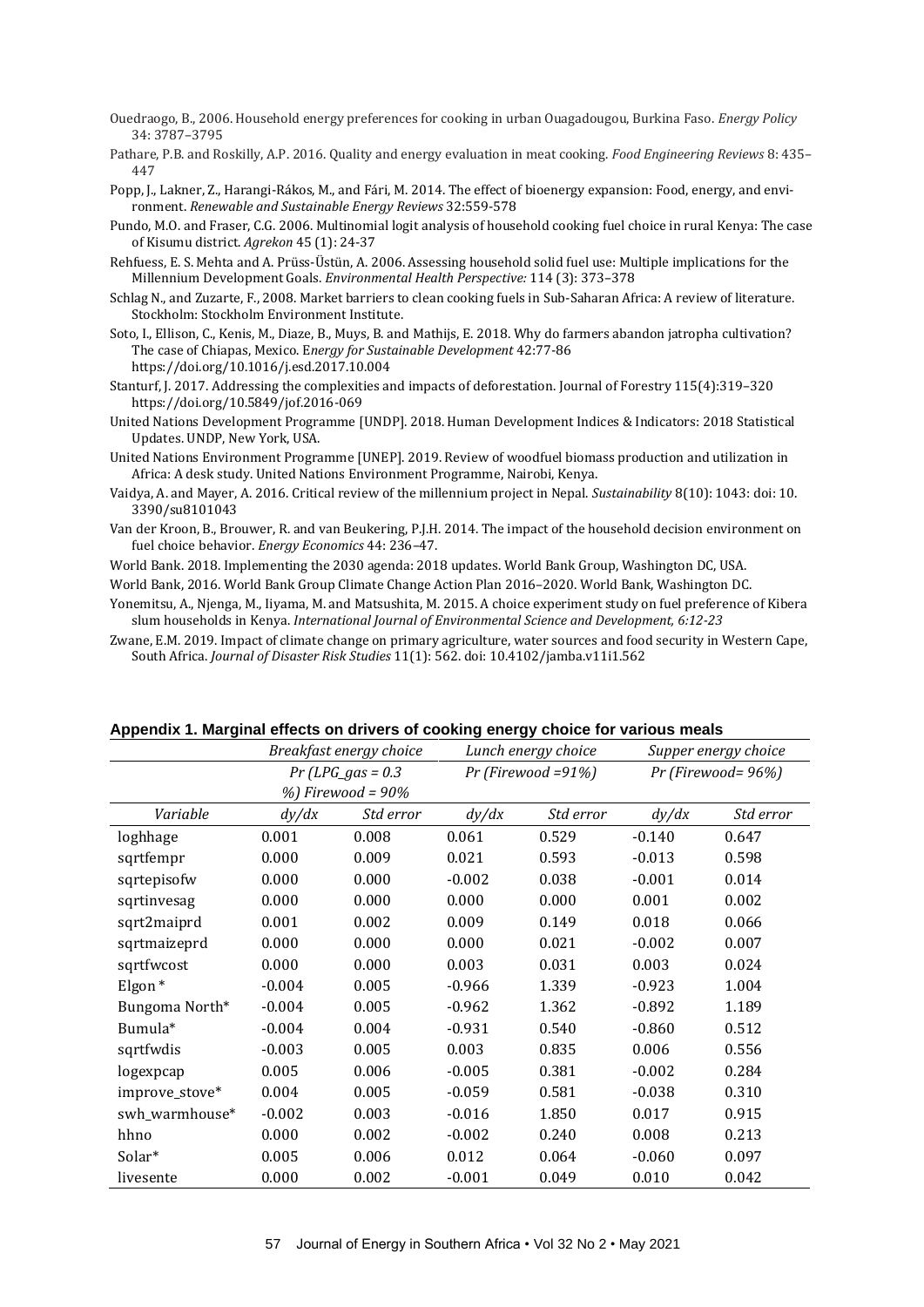Ouedraogo, B., 2006. Household energy preferences for cooking in urban Ouagadougou, Burkina Faso. *Energy Policy* 34: 3787–3795

Pathare, P.B. and Roskilly, A.P. 2016. Quality and energy evaluation in meat cooking. *Food Engineering Reviews* 8: 435–447

Popp, J., Lakner, Z., Harangi-Rákos, M., and Fári, M. 2014. The effect of bioenergy expansion: Food, energy, and environment. *Renewable and Sustainable Energy Reviews* 32:559-578

Pundo, M.O. and Fraser, C.G. 2006. Multinomial logit analysis of household cooking fuel choice in rural Kenya: The case of Kisumu district. *Agrekon* 45 (1): 24-37

Rehfuess, E. S. Mehta and A. Prüss-Üstün, A. 2006. Assessing household solid fuel use: Multiple implications for the Millennium Development Goals. *Environmental Health Perspective:* 114 (3): 373–378

Schlag N., and Zuzarte, F., 2008. Market barriers to clean cooking fuels in Sub-Saharan Africa: A review of literature. Stockholm: Stockholm Environment Institute.

Soto, I., Ellison, C., Kenis, M., Diaze, B., Muys, B. and Mathijs, E. 2018. Why do farmers abandon jatropha cultivation? The case of Chiapas, Mexico. E*nergy for Sustainable Development* 42:77-86 https://doi.org/10.1016/j.esd.2017.10.004

Stanturf, J. 2017. Addressing the complexities and impacts of deforestation. Journal of Forestry 115(4):319–320 https://doi.org/10.5849/jof.2016-069

United Nations Development Programme [UNDP]. 2018. Human Development Indices & Indicators: 2018 Statistical Updates. UNDP, New York, USA.

United Nations Environment Programme [UNEP]. 2019. Review of woodfuel biomass production and utilization in Africa: A desk study. United Nations Environment Programme, Nairobi, Kenya.

Vaidya, A. and Mayer, A. 2016. Critical review of the millennium project in Nepal. *Sustainability* 8(10): 1043: doi: 10. 3390/su8101043

Van der Kroon, B., Brouwer, R. and van Beukering, P.J.H. 2014. The impact of the household decision environment on fuel choice behavior. *Energy Economics* 44: 236–47.

World Bank. 2018. Implementing the 2030 agenda: 2018 updates. World Bank Group, Washington DC, USA.

World Bank, 2016. World Bank Group Climate Change Action Plan 2016–2020. World Bank, Washington DC.

Yonemitsu, A., Njenga, M., Iiyama, M. and Matsushita, M. 2015. A choice experiment study on fuel preference of Kibera slum households in Kenya. *International Journal of Environmental Science and Development, 6:12-23*

Zwane, E.M. 2019. Impact of climate change on primary agriculture, water sources and food security in Western Cape, South Africa. *Journal of Disaster Risk Studies* 11(1): 562. doi: 10.4102/jamba.v11i1.562

## Appendix 1. Marginal effects on drivers of cooking energy choice for various meals

| | *Breakfast energy choice* | | *Lunch energy choice* | | *Supper energy choice* | |
|---|---|---|---|---|---|---|
| | *Pr (LPG_gas = 0.3 %) Firewood = 90%* | | *Pr (Firewood =91%)* | | *Pr (Firewood= 96%)* | |
| *Variable* | *dy/dx* | *Std error* | *dy/dx* | *Std error* | *dy/dx* | *Std error* |
| loghhage | 0.001 | 0.008 | 0.061 | 0.529 | -0.140 | 0.647 |
| sqrtfempr | 0.000 | 0.009 | 0.021 | 0.593 | -0.013 | 0.598 |
| sqrtepisofw | 0.000 | 0.000 | -0.002 | 0.038 | -0.001 | 0.014 |
| sqrtinvesag | 0.000 | 0.000 | 0.000 | 0.000 | 0.001 | 0.002 |
| sqrt2maiprd | 0.001 | 0.002 | 0.009 | 0.149 | 0.018 | 0.066 |
| sqrtmaizeprd | 0.000 | 0.000 | 0.000 | 0.021 | -0.002 | 0.007 |
| sqrtfwcost | 0.000 | 0.000 | 0.003 | 0.031 | 0.003 | 0.024 |
| Elgon* | -0.004 | 0.005 | -0.966 | 1.339 | -0.923 | 1.004 |
| Bungoma North* | -0.004 | 0.005 | -0.962 | 1.362 | -0.892 | 1.189 |
| Bumula* | -0.004 | 0.004 | -0.931 | 0.540 | -0.860 | 0.512 |
| sqrtfwdis | -0.003 | 0.005 | 0.003 | 0.835 | 0.006 | 0.556 |
| logexpcap | 0.005 | 0.006 | -0.005 | 0.381 | -0.002 | 0.284 |
| improve_stove* | 0.004 | 0.005 | -0.059 | 0.581 | -0.038 | 0.310 |
| swh_warmhouse* | -0.002 | 0.003 | -0.016 | 1.850 | 0.017 | 0.915 |
| hhno | 0.000 | 0.002 | -0.002 | 0.240 | 0.008 | 0.213 |
| Solar* | 0.005 | 0.006 | 0.012 | 0.064 | -0.060 | 0.097 |
| livesente | 0.000 | 0.002 | -0.001 | 0.049 | 0.010 | 0.042 |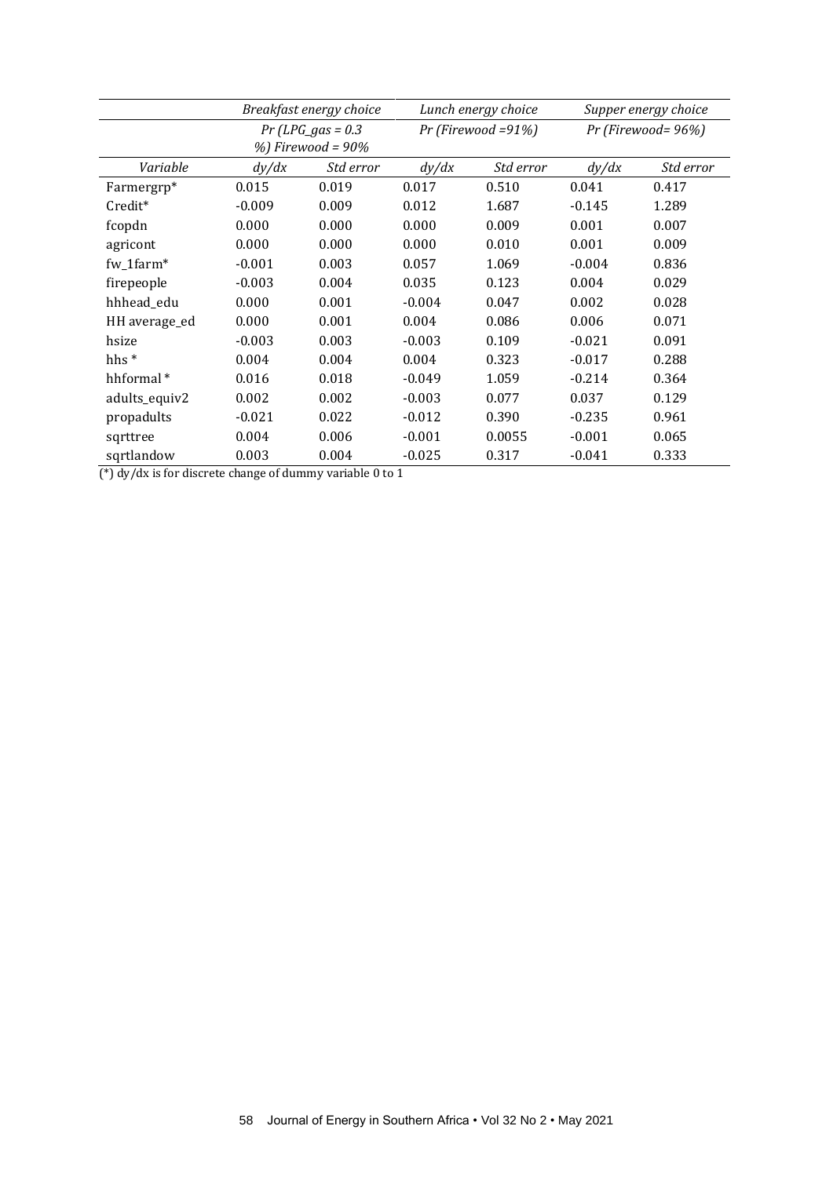| | *Breakfast energy choice* | | *Lunch energy choice* | | *Supper energy choice* | |
|---|---|---|---|---|---|---|
| | *Pr (LPG_gas = 0.3 %) Firewood = 90%* | | *Pr (Firewood =91%)* | | *Pr (Firewood= 96%)* | |
| *Variable* | *dy/dx* | *Std error* | *dy/dx* | *Std error* | *dy/dx* | *Std error* |
| Farmergrp* | 0.015 | 0.019 | 0.017 | 0.510 | 0.041 | 0.417 |
| Credit* | -0.009 | 0.009 | 0.012 | 1.687 | -0.145 | 1.289 |
| fcopdn | 0.000 | 0.000 | 0.000 | 0.009 | 0.001 | 0.007 |
| agricont | 0.000 | 0.000 | 0.000 | 0.010 | 0.001 | 0.009 |
| fw_1farm* | -0.001 | 0.003 | 0.057 | 1.069 | -0.004 | 0.836 |
| firepeople | -0.003 | 0.004 | 0.035 | 0.123 | 0.004 | 0.029 |
| hhhead_edu | 0.000 | 0.001 | -0.004 | 0.047 | 0.002 | 0.028 |
| HH average_ed | 0.000 | 0.001 | 0.004 | 0.086 | 0.006 | 0.071 |
| hsize | -0.003 | 0.003 | -0.003 | 0.109 | -0.021 | 0.091 |
| hhs * | 0.004 | 0.004 | 0.004 | 0.323 | -0.017 | 0.288 |
| hhformal * | 0.016 | 0.018 | -0.049 | 1.059 | -0.214 | 0.364 |
| adults_equiv2 | 0.002 | 0.002 | -0.003 | 0.077 | 0.037 | 0.129 |
| propadults | -0.021 | 0.022 | -0.012 | 0.390 | -0.235 | 0.961 |
| sqrttree | 0.004 | 0.006 | -0.001 | 0.0055 | -0.001 | 0.065 |
| sqrtlandow | 0.003 | 0.004 | -0.025 | 0.317 | -0.041 | 0.333 |

(*) dy/dx is for discrete change of dummy variable 0 to 1